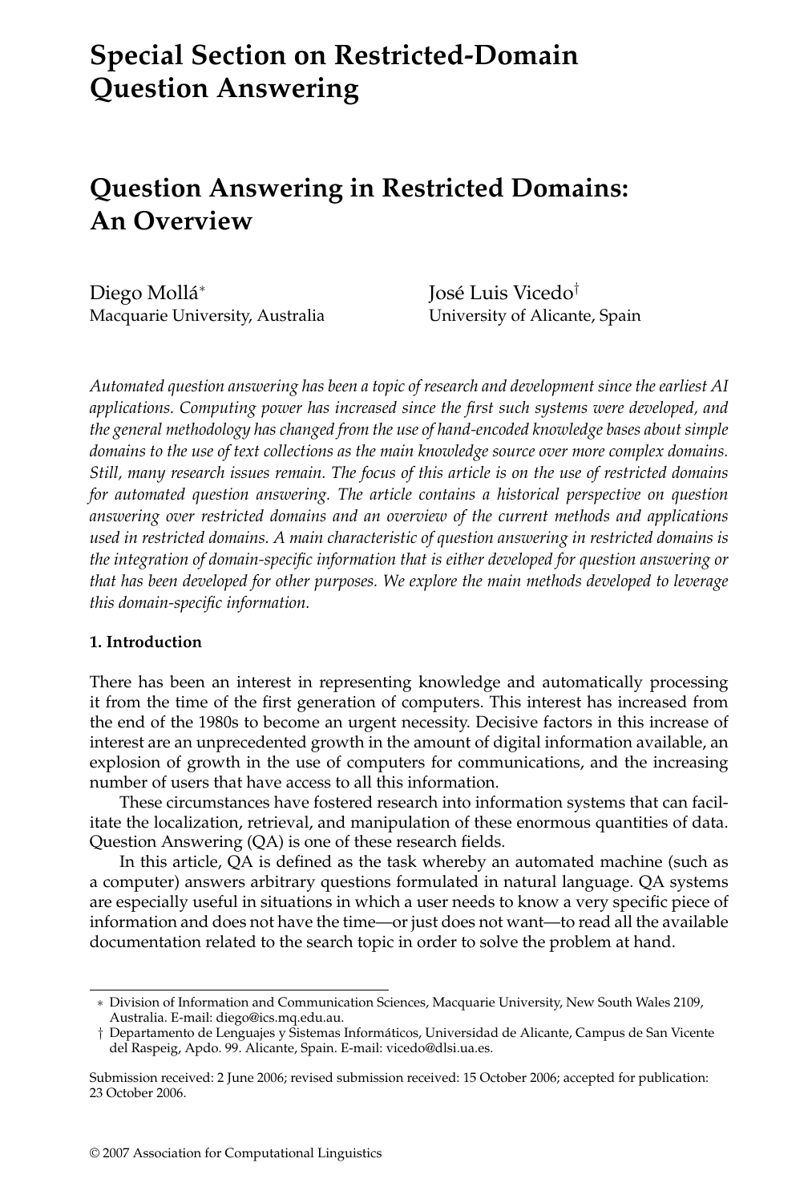# Special Section on Restricted-Domain Question Answering

# Question Answering in Restricted Domains: An Overview

Diego Mollá*
Macquarie University, Australia

José Luis Vicedo†
University of Alicante, Spain

*Automated question answering has been a topic of research and development since the earliest AI applications. Computing power has increased since the first such systems were developed, and the general methodology has changed from the use of hand-encoded knowledge bases about simple domains to the use of text collections as the main knowledge source over more complex domains. Still, many research issues remain. The focus of this article is on the use of restricted domains for automated question answering. The article contains a historical perspective on question answering over restricted domains and an overview of the current methods and applications used in restricted domains. A main characteristic of question answering in restricted domains is the integration of domain-specific information that is either developed for question answering or that has been developed for other purposes. We explore the main methods developed to leverage this domain-specific information.*

## 1. Introduction

There has been an interest in representing knowledge and automatically processing it from the time of the first generation of computers. This interest has increased from the end of the 1980s to become an urgent necessity. Decisive factors in this increase of interest are an unprecedented growth in the amount of digital information available, an explosion of growth in the use of computers for communications, and the increasing number of users that have access to all this information.

These circumstances have fostered research into information systems that can facilitate the localization, retrieval, and manipulation of these enormous quantities of data. Question Answering (QA) is one of these research fields.

In this article, QA is defined as the task whereby an automated machine (such as a computer) answers arbitrary questions formulated in natural language. QA systems are especially useful in situations in which a user needs to know a very specific piece of information and does not have the time—or just does not want—to read all the available documentation related to the search topic in order to solve the problem at hand.

* Division of Information and Communication Sciences, Macquarie University, New South Wales 2109, Australia. E-mail: diego@ics.mq.edu.au.

† Departamento de Lenguajes y Sistemas Informáticos, Universidad de Alicante, Campus de San Vicente del Raspeig, Apdo. 99. Alicante, Spain. E-mail: vicedo@dlsi.ua.es.

Submission received: 2 June 2006; revised submission received: 15 October 2006; accepted for publication: 23 October 2006.

© 2007 Association for Computational Linguistics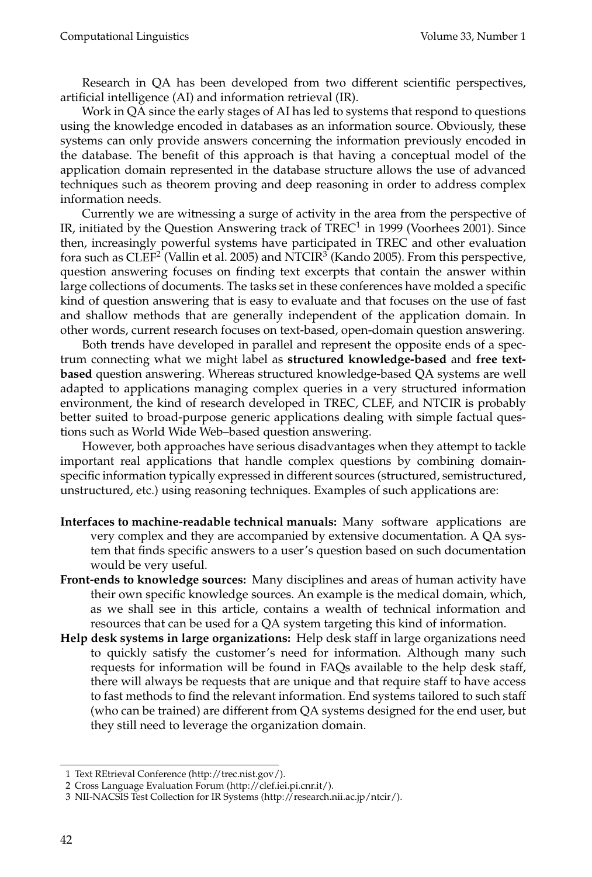Research in QA has been developed from two different scientific perspectives, artificial intelligence (AI) and information retrieval (IR).

Work in QA since the early stages of AI has led to systems that respond to questions using the knowledge encoded in databases as an information source. Obviously, these systems can only provide answers concerning the information previously encoded in the database. The benefit of this approach is that having a conceptual model of the application domain represented in the database structure allows the use of advanced techniques such as theorem proving and deep reasoning in order to address complex information needs.

Currently we are witnessing a surge of activity in the area from the perspective of IR, initiated by the Question Answering track of TREC[1] in 1999 (Voorhees 2001). Since then, increasingly powerful systems have participated in TREC and other evaluation fora such as CLEF[2] (Vallin et al. 2005) and NTCIR[3] (Kando 2005). From this perspective, question answering focuses on finding text excerpts that contain the answer within large collections of documents. The tasks set in these conferences have molded a specific kind of question answering that is easy to evaluate and that focuses on the use of fast and shallow methods that are generally independent of the application domain. In other words, current research focuses on text-based, open-domain question answering.

Both trends have developed in parallel and represent the opposite ends of a spectrum connecting what we might label as **structured knowledge-based** and **free text-based** question answering. Whereas structured knowledge-based QA systems are well adapted to applications managing complex queries in a very structured information environment, the kind of research developed in TREC, CLEF, and NTCIR is probably better suited to broad-purpose generic applications dealing with simple factual questions such as World Wide Web–based question answering.

However, both approaches have serious disadvantages when they attempt to tackle important real applications that handle complex questions by combining domain-specific information typically expressed in different sources (structured, semistructured, unstructured, etc.) using reasoning techniques. Examples of such applications are:

**Interfaces to machine-readable technical manuals:** Many software applications are very complex and they are accompanied by extensive documentation. A QA system that finds specific answers to a user's question based on such documentation would be very useful.

**Front-ends to knowledge sources:** Many disciplines and areas of human activity have their own specific knowledge sources. An example is the medical domain, which, as we shall see in this article, contains a wealth of technical information and resources that can be used for a QA system targeting this kind of information.

**Help desk systems in large organizations:** Help desk staff in large organizations need to quickly satisfy the customer's need for information. Although many such requests for information will be found in FAQs available to the help desk staff, there will always be requests that are unique and that require staff to have access to fast methods to find the relevant information. End systems tailored to such staff (who can be trained) are different from QA systems designed for the end user, but they still need to leverage the organization domain.

---

1 Text REtrieval Conference (http://trec.nist.gov/).

2 Cross Language Evaluation Forum (http://clef.iei.pi.cnr.it/).

3 NII-NACSIS Test Collection for IR Systems (http://research.nii.ac.jp/ntcir/).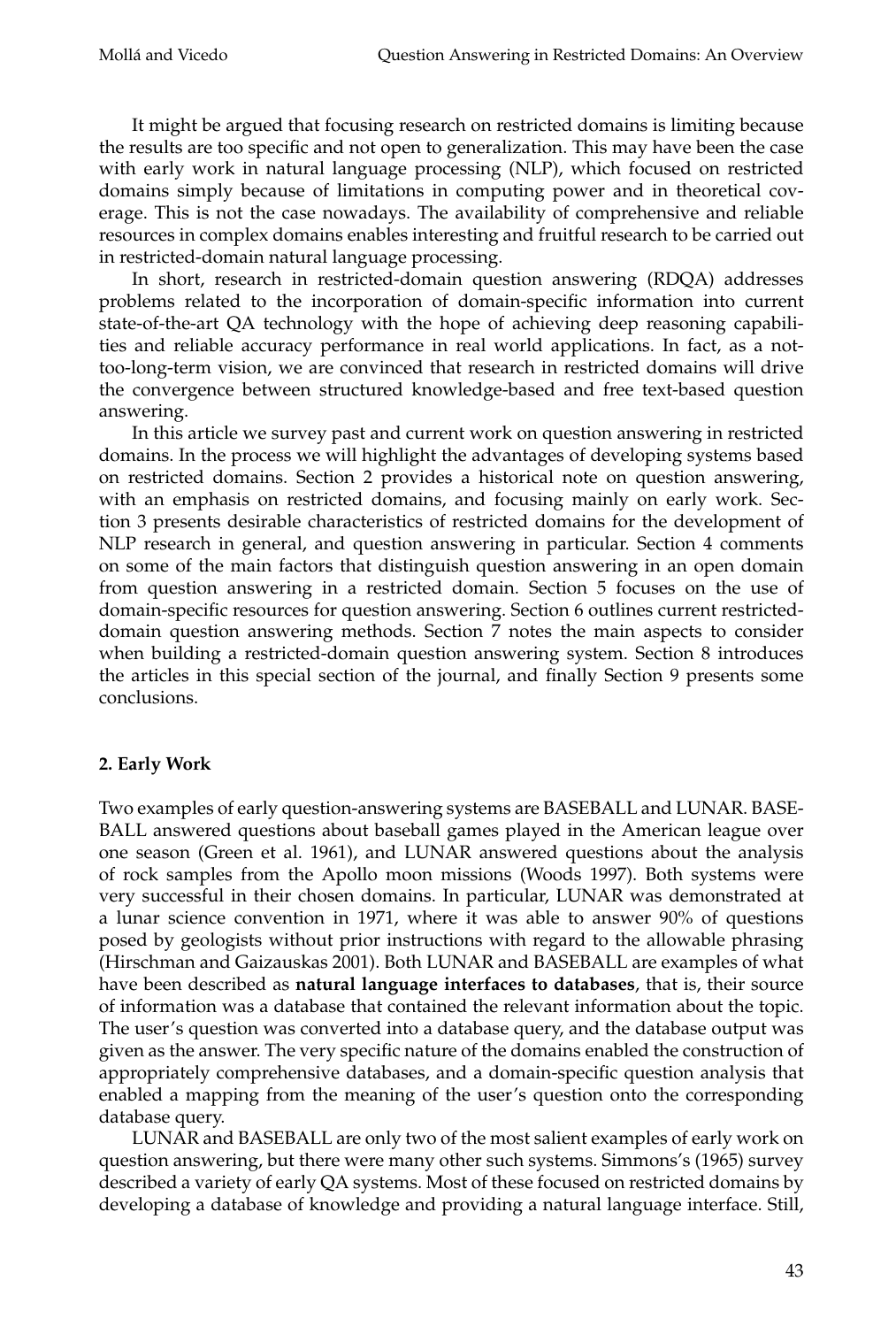It might be argued that focusing research on restricted domains is limiting because the results are too specific and not open to generalization. This may have been the case with early work in natural language processing (NLP), which focused on restricted domains simply because of limitations in computing power and in theoretical coverage. This is not the case nowadays. The availability of comprehensive and reliable resources in complex domains enables interesting and fruitful research to be carried out in restricted-domain natural language processing.

In short, research in restricted-domain question answering (RDQA) addresses problems related to the incorporation of domain-specific information into current state-of-the-art QA technology with the hope of achieving deep reasoning capabilities and reliable accuracy performance in real world applications. In fact, as a not-too-long-term vision, we are convinced that research in restricted domains will drive the convergence between structured knowledge-based and free text-based question answering.

In this article we survey past and current work on question answering in restricted domains. In the process we will highlight the advantages of developing systems based on restricted domains. Section 2 provides a historical note on question answering, with an emphasis on restricted domains, and focusing mainly on early work. Section 3 presents desirable characteristics of restricted domains for the development of NLP research in general, and question answering in particular. Section 4 comments on some of the main factors that distinguish question answering in an open domain from question answering in a restricted domain. Section 5 focuses on the use of domain-specific resources for question answering. Section 6 outlines current restricted-domain question answering methods. Section 7 notes the main aspects to consider when building a restricted-domain question answering system. Section 8 introduces the articles in this special section of the journal, and finally Section 9 presents some conclusions.

## 2. Early Work

Two examples of early question-answering systems are BASEBALL and LUNAR. BASEBALL answered questions about baseball games played in the American league over one season (Green et al. 1961), and LUNAR answered questions about the analysis of rock samples from the Apollo moon missions (Woods 1997). Both systems were very successful in their chosen domains. In particular, LUNAR was demonstrated at a lunar science convention in 1971, where it was able to answer 90% of questions posed by geologists without prior instructions with regard to the allowable phrasing (Hirschman and Gaizauskas 2001). Both LUNAR and BASEBALL are examples of what have been described as **natural language interfaces to databases**, that is, their source of information was a database that contained the relevant information about the topic. The user's question was converted into a database query, and the database output was given as the answer. The very specific nature of the domains enabled the construction of appropriately comprehensive databases, and a domain-specific question analysis that enabled a mapping from the meaning of the user's question onto the corresponding database query.

LUNAR and BASEBALL are only two of the most salient examples of early work on question answering, but there were many other such systems. Simmons's (1965) survey described a variety of early QA systems. Most of these focused on restricted domains by developing a database of knowledge and providing a natural language interface. Still,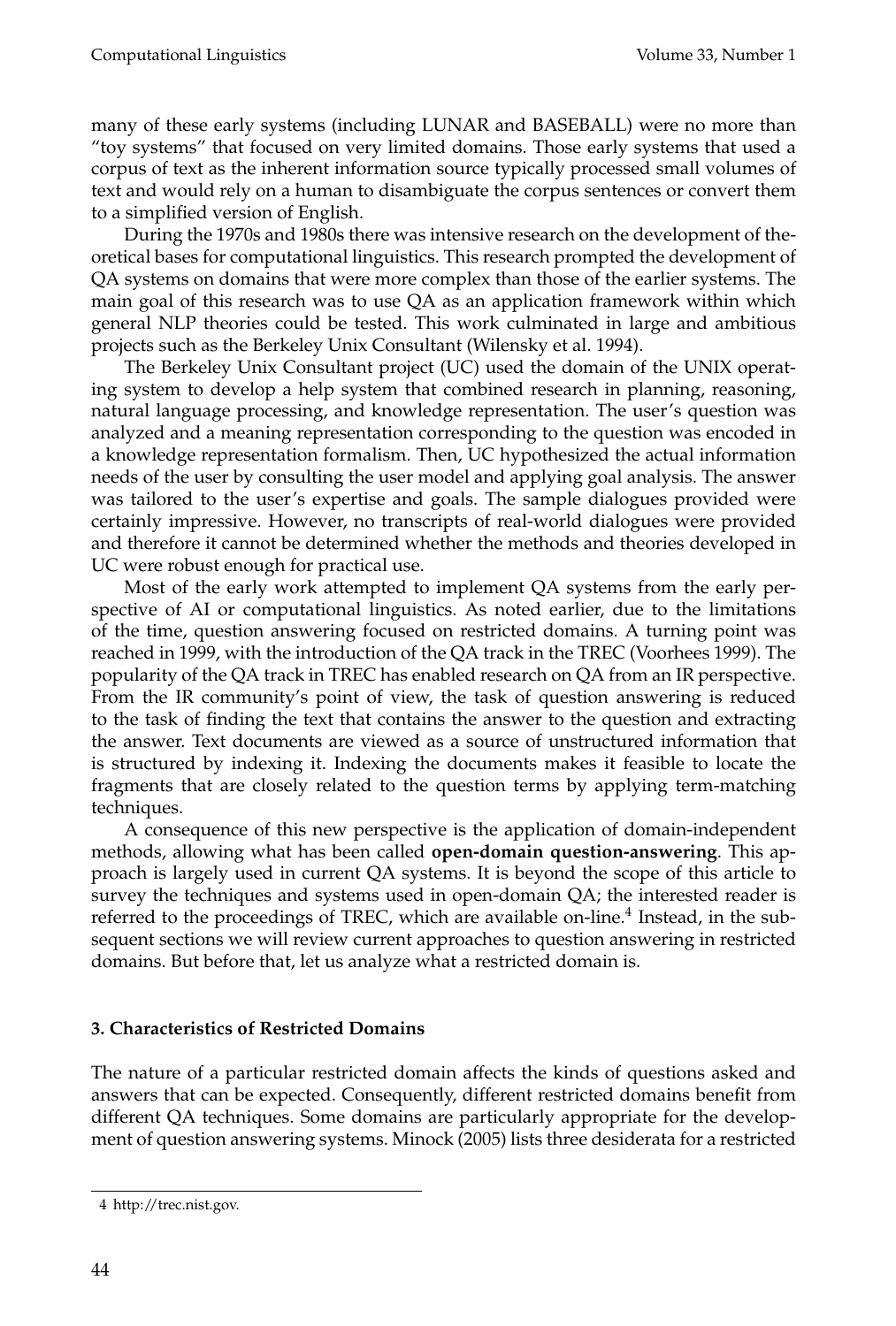many of these early systems (including LUNAR and BASEBALL) were no more than "toy systems" that focused on very limited domains. Those early systems that used a corpus of text as the inherent information source typically processed small volumes of text and would rely on a human to disambiguate the corpus sentences or convert them to a simplified version of English.

During the 1970s and 1980s there was intensive research on the development of theoretical bases for computational linguistics. This research prompted the development of QA systems on domains that were more complex than those of the earlier systems. The main goal of this research was to use QA as an application framework within which general NLP theories could be tested. This work culminated in large and ambitious projects such as the Berkeley Unix Consultant (Wilensky et al. 1994).

The Berkeley Unix Consultant project (UC) used the domain of the UNIX operating system to develop a help system that combined research in planning, reasoning, natural language processing, and knowledge representation. The user's question was analyzed and a meaning representation corresponding to the question was encoded in a knowledge representation formalism. Then, UC hypothesized the actual information needs of the user by consulting the user model and applying goal analysis. The answer was tailored to the user's expertise and goals. The sample dialogues provided were certainly impressive. However, no transcripts of real-world dialogues were provided and therefore it cannot be determined whether the methods and theories developed in UC were robust enough for practical use.

Most of the early work attempted to implement QA systems from the early perspective of AI or computational linguistics. As noted earlier, due to the limitations of the time, question answering focused on restricted domains. A turning point was reached in 1999, with the introduction of the QA track in the TREC (Voorhees 1999). The popularity of the QA track in TREC has enabled research on QA from an IR perspective. From the IR community's point of view, the task of question answering is reduced to the task of finding the text that contains the answer to the question and extracting the answer. Text documents are viewed as a source of unstructured information that is structured by indexing it. Indexing the documents makes it feasible to locate the fragments that are closely related to the question terms by applying term-matching techniques.

A consequence of this new perspective is the application of domain-independent methods, allowing what has been called **open-domain question-answering**. This approach is largely used in current QA systems. It is beyond the scope of this article to survey the techniques and systems used in open-domain QA; the interested reader is referred to the proceedings of TREC, which are available on-line.[4] Instead, in the subsequent sections we will review current approaches to question answering in restricted domains. But before that, let us analyze what a restricted domain is.

## 3. Characteristics of Restricted Domains

The nature of a particular restricted domain affects the kinds of questions asked and answers that can be expected. Consequently, different restricted domains benefit from different QA techniques. Some domains are particularly appropriate for the development of question answering systems. Minock (2005) lists three desiderata for a restricted

4 http://trec.nist.gov.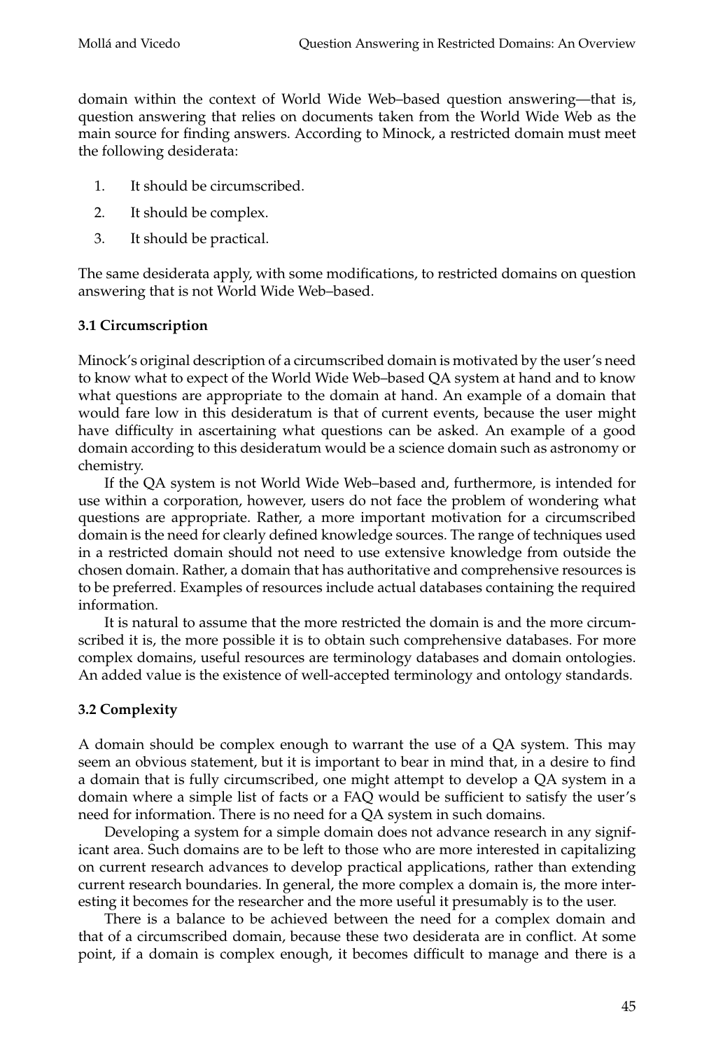domain within the context of World Wide Web–based question answering—that is, question answering that relies on documents taken from the World Wide Web as the main source for finding answers. According to Minock, a restricted domain must meet the following desiderata:

1. It should be circumscribed.
2. It should be complex.
3. It should be practical.

The same desiderata apply, with some modifications, to restricted domains on question answering that is not World Wide Web–based.

### 3.1 Circumscription

Minock's original description of a circumscribed domain is motivated by the user's need to know what to expect of the World Wide Web–based QA system at hand and to know what questions are appropriate to the domain at hand. An example of a domain that would fare low in this desideratum is that of current events, because the user might have difficulty in ascertaining what questions can be asked. An example of a good domain according to this desideratum would be a science domain such as astronomy or chemistry.

If the QA system is not World Wide Web–based and, furthermore, is intended for use within a corporation, however, users do not face the problem of wondering what questions are appropriate. Rather, a more important motivation for a circumscribed domain is the need for clearly defined knowledge sources. The range of techniques used in a restricted domain should not need to use extensive knowledge from outside the chosen domain. Rather, a domain that has authoritative and comprehensive resources is to be preferred. Examples of resources include actual databases containing the required information.

It is natural to assume that the more restricted the domain is and the more circumscribed it is, the more possible it is to obtain such comprehensive databases. For more complex domains, useful resources are terminology databases and domain ontologies. An added value is the existence of well-accepted terminology and ontology standards.

### 3.2 Complexity

A domain should be complex enough to warrant the use of a QA system. This may seem an obvious statement, but it is important to bear in mind that, in a desire to find a domain that is fully circumscribed, one might attempt to develop a QA system in a domain where a simple list of facts or a FAQ would be sufficient to satisfy the user's need for information. There is no need for a QA system in such domains.

Developing a system for a simple domain does not advance research in any significant area. Such domains are to be left to those who are more interested in capitalizing on current research advances to develop practical applications, rather than extending current research boundaries. In general, the more complex a domain is, the more interesting it becomes for the researcher and the more useful it presumably is to the user.

There is a balance to be achieved between the need for a complex domain and that of a circumscribed domain, because these two desiderata are in conflict. At some point, if a domain is complex enough, it becomes difficult to manage and there is a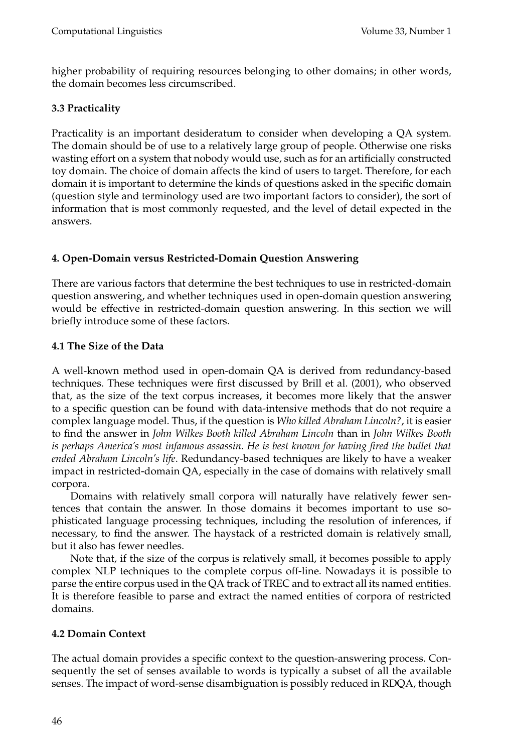higher probability of requiring resources belonging to other domains; in other words, the domain becomes less circumscribed.

### 3.3 Practicality

Practicality is an important desideratum to consider when developing a QA system. The domain should be of use to a relatively large group of people. Otherwise one risks wasting effort on a system that nobody would use, such as for an artificially constructed toy domain. The choice of domain affects the kind of users to target. Therefore, for each domain it is important to determine the kinds of questions asked in the specific domain (question style and terminology used are two important factors to consider), the sort of information that is most commonly requested, and the level of detail expected in the answers.

## 4. Open-Domain versus Restricted-Domain Question Answering

There are various factors that determine the best techniques to use in restricted-domain question answering, and whether techniques used in open-domain question answering would be effective in restricted-domain question answering. In this section we will briefly introduce some of these factors.

### 4.1 The Size of the Data

A well-known method used in open-domain QA is derived from redundancy-based techniques. These techniques were first discussed by Brill et al. (2001), who observed that, as the size of the text corpus increases, it becomes more likely that the answer to a specific question can be found with data-intensive methods that do not require a complex language model. Thus, if the question is *Who killed Abraham Lincoln?*, it is easier to find the answer in *John Wilkes Booth killed Abraham Lincoln* than in *John Wilkes Booth is perhaps America's most infamous assassin. He is best known for having fired the bullet that ended Abraham Lincoln's life*. Redundancy-based techniques are likely to have a weaker impact in restricted-domain QA, especially in the case of domains with relatively small corpora.

Domains with relatively small corpora will naturally have relatively fewer sentences that contain the answer. In those domains it becomes important to use sophisticated language processing techniques, including the resolution of inferences, if necessary, to find the answer. The haystack of a restricted domain is relatively small, but it also has fewer needles.

Note that, if the size of the corpus is relatively small, it becomes possible to apply complex NLP techniques to the complete corpus off-line. Nowadays it is possible to parse the entire corpus used in the QA track of TREC and to extract all its named entities. It is therefore feasible to parse and extract the named entities of corpora of restricted domains.

### 4.2 Domain Context

The actual domain provides a specific context to the question-answering process. Consequently the set of senses available to words is typically a subset of all the available senses. The impact of word-sense disambiguation is possibly reduced in RDQA, though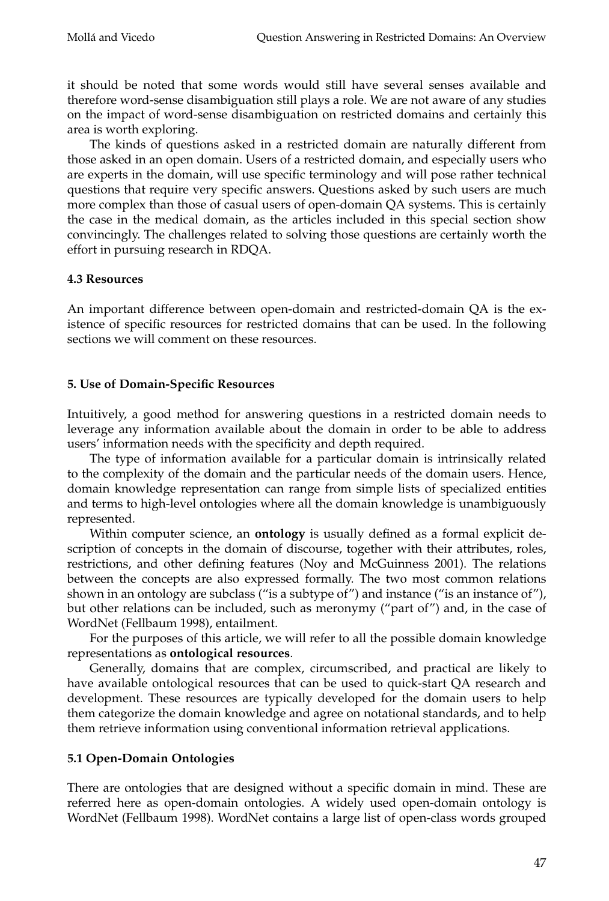it should be noted that some words would still have several senses available and therefore word-sense disambiguation still plays a role. We are not aware of any studies on the impact of word-sense disambiguation on restricted domains and certainly this area is worth exploring.

The kinds of questions asked in a restricted domain are naturally different from those asked in an open domain. Users of a restricted domain, and especially users who are experts in the domain, will use specific terminology and will pose rather technical questions that require very specific answers. Questions asked by such users are much more complex than those of casual users of open-domain QA systems. This is certainly the case in the medical domain, as the articles included in this special section show convincingly. The challenges related to solving those questions are certainly worth the effort in pursuing research in RDQA.

### 4.3 Resources

An important difference between open-domain and restricted-domain QA is the existence of specific resources for restricted domains that can be used. In the following sections we will comment on these resources.

## 5. Use of Domain-Specific Resources

Intuitively, a good method for answering questions in a restricted domain needs to leverage any information available about the domain in order to be able to address users' information needs with the specificity and depth required.

The type of information available for a particular domain is intrinsically related to the complexity of the domain and the particular needs of the domain users. Hence, domain knowledge representation can range from simple lists of specialized entities and terms to high-level ontologies where all the domain knowledge is unambiguously represented.

Within computer science, an **ontology** is usually defined as a formal explicit description of concepts in the domain of discourse, together with their attributes, roles, restrictions, and other defining features (Noy and McGuinness 2001). The relations between the concepts are also expressed formally. The two most common relations shown in an ontology are subclass ("is a subtype of") and instance ("is an instance of"), but other relations can be included, such as meronymy ("part of") and, in the case of WordNet (Fellbaum 1998), entailment.

For the purposes of this article, we will refer to all the possible domain knowledge representations as **ontological resources**.

Generally, domains that are complex, circumscribed, and practical are likely to have available ontological resources that can be used to quick-start QA research and development. These resources are typically developed for the domain users to help them categorize the domain knowledge and agree on notational standards, and to help them retrieve information using conventional information retrieval applications.

### 5.1 Open-Domain Ontologies

There are ontologies that are designed without a specific domain in mind. These are referred here as open-domain ontologies. A widely used open-domain ontology is WordNet (Fellbaum 1998). WordNet contains a large list of open-class words grouped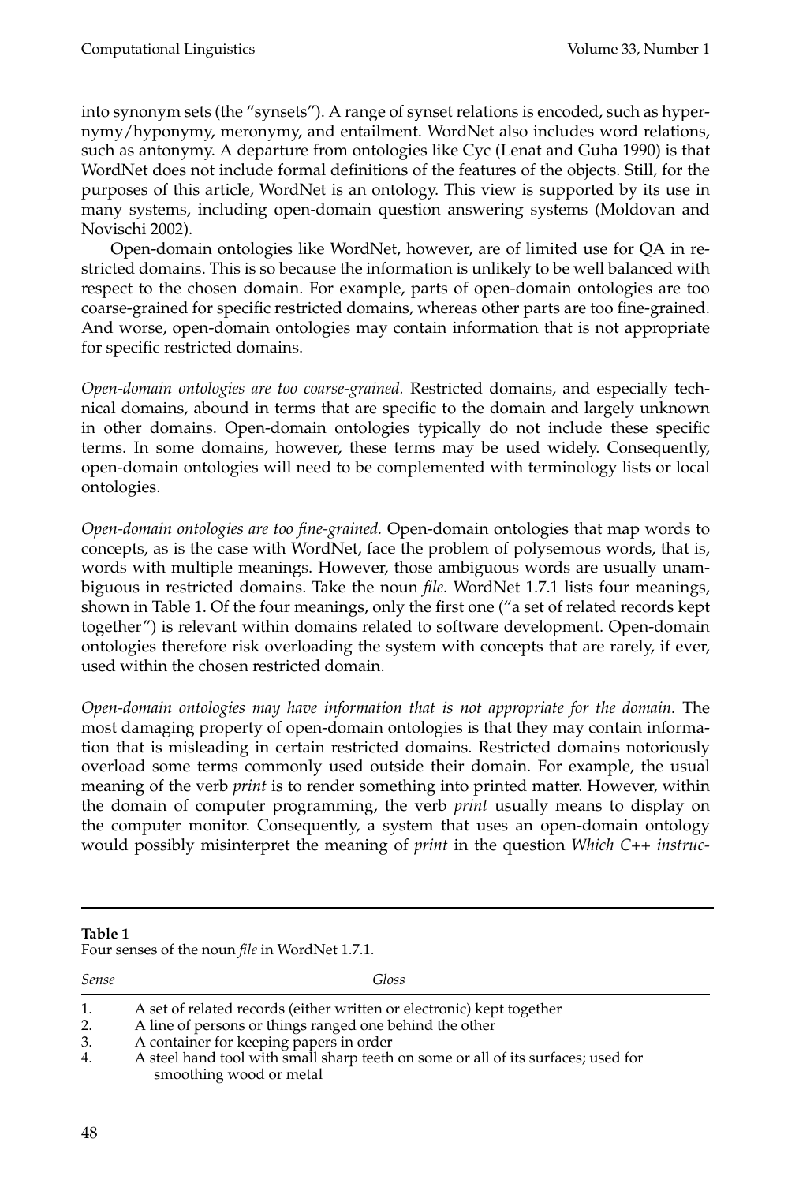into synonym sets (the "synsets"). A range of synset relations is encoded, such as hypernymy/hyponymy, meronymy, and entailment. WordNet also includes word relations, such as antonymy. A departure from ontologies like Cyc (Lenat and Guha 1990) is that WordNet does not include formal definitions of the features of the objects. Still, for the purposes of this article, WordNet is an ontology. This view is supported by its use in many systems, including open-domain question answering systems (Moldovan and Novischi 2002).

Open-domain ontologies like WordNet, however, are of limited use for QA in restricted domains. This is so because the information is unlikely to be well balanced with respect to the chosen domain. For example, parts of open-domain ontologies are too coarse-grained for specific restricted domains, whereas other parts are too fine-grained. And worse, open-domain ontologies may contain information that is not appropriate for specific restricted domains.

*Open-domain ontologies are too coarse-grained.* Restricted domains, and especially technical domains, abound in terms that are specific to the domain and largely unknown in other domains. Open-domain ontologies typically do not include these specific terms. In some domains, however, these terms may be used widely. Consequently, open-domain ontologies will need to be complemented with terminology lists or local ontologies.

*Open-domain ontologies are too fine-grained.* Open-domain ontologies that map words to concepts, as is the case with WordNet, face the problem of polysemous words, that is, words with multiple meanings. However, those ambiguous words are usually unambiguous in restricted domains. Take the noun *file*. WordNet 1.7.1 lists four meanings, shown in Table 1. Of the four meanings, only the first one ("a set of related records kept together") is relevant within domains related to software development. Open-domain ontologies therefore risk overloading the system with concepts that are rarely, if ever, used within the chosen restricted domain.

*Open-domain ontologies may have information that is not appropriate for the domain.* The most damaging property of open-domain ontologies is that they may contain information that is misleading in certain restricted domains. Restricted domains notoriously overload some terms commonly used outside their domain. For example, the usual meaning of the verb *print* is to render something into printed matter. However, within the domain of computer programming, the verb *print* usually means to display on the computer monitor. Consequently, a system that uses an open-domain ontology would possibly misinterpret the meaning of *print* in the question *Which C++ instruc-*

**Table 1**
Four senses of the noun *file* in WordNet 1.7.1.

| *Sense* | *Gloss* |
|---|---|
| 1. | A set of related records (either written or electronic) kept together |
| 2. | A line of persons or things ranged one behind the other |
| 3. | A container for keeping papers in order |
| 4. | A steel hand tool with small sharp teeth on some or all of its surfaces; used for smoothing wood or metal |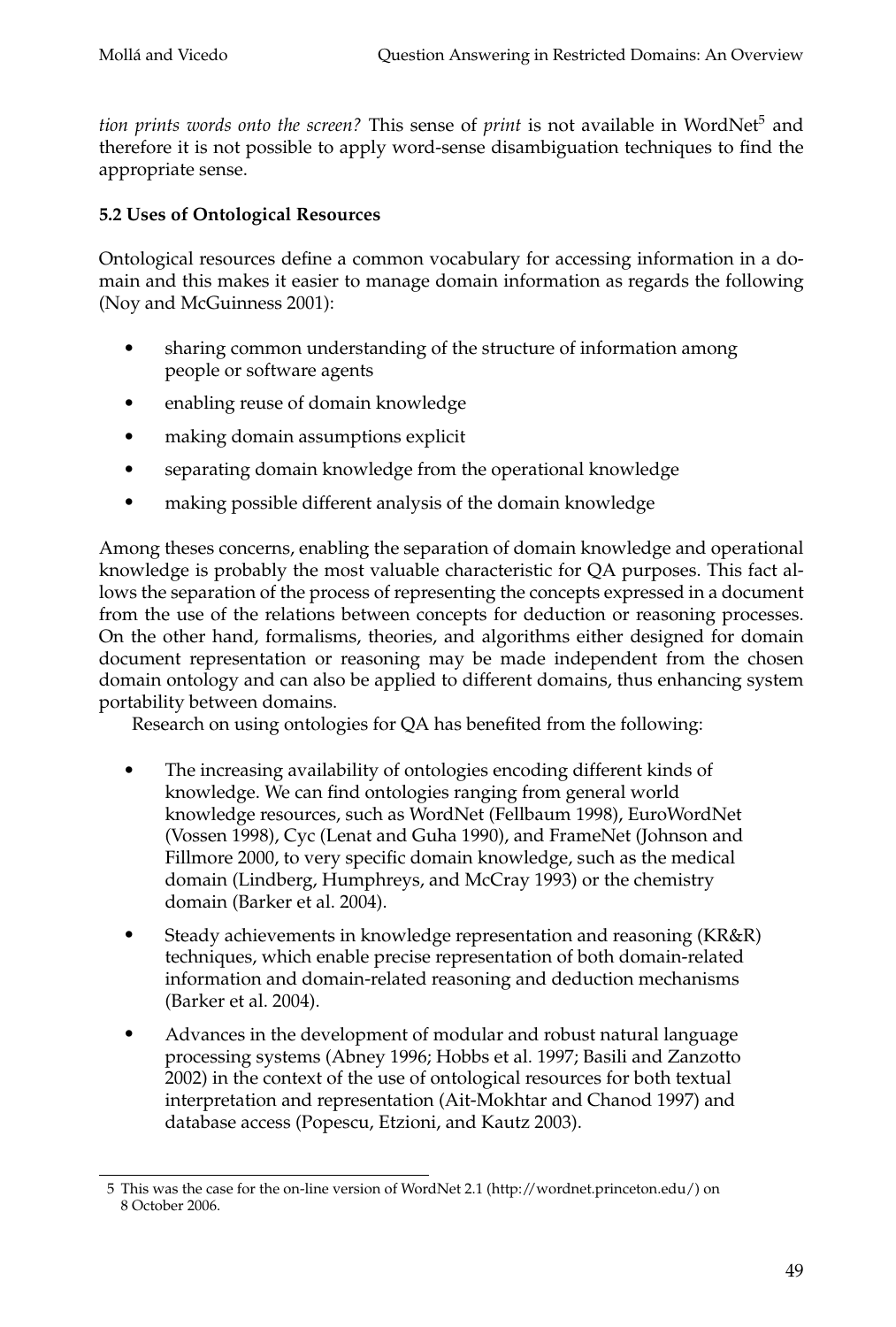*tion prints words onto the screen?* This sense of *print* is not available in WordNet[5] and therefore it is not possible to apply word-sense disambiguation techniques to find the appropriate sense.

### 5.2 Uses of Ontological Resources

Ontological resources define a common vocabulary for accessing information in a domain and this makes it easier to manage domain information as regards the following (Noy and McGuinness 2001):

- sharing common understanding of the structure of information among people or software agents
- enabling reuse of domain knowledge
- making domain assumptions explicit
- separating domain knowledge from the operational knowledge
- making possible different analysis of the domain knowledge

Among theses concerns, enabling the separation of domain knowledge and operational knowledge is probably the most valuable characteristic for QA purposes. This fact allows the separation of the process of representing the concepts expressed in a document from the use of the relations between concepts for deduction or reasoning processes. On the other hand, formalisms, theories, and algorithms either designed for domain document representation or reasoning may be made independent from the chosen domain ontology and can also be applied to different domains, thus enhancing system portability between domains.

Research on using ontologies for QA has benefited from the following:

- The increasing availability of ontologies encoding different kinds of knowledge. We can find ontologies ranging from general world knowledge resources, such as WordNet (Fellbaum 1998), EuroWordNet (Vossen 1998), Cyc (Lenat and Guha 1990), and FrameNet (Johnson and Fillmore 2000, to very specific domain knowledge, such as the medical domain (Lindberg, Humphreys, and McCray 1993) or the chemistry domain (Barker et al. 2004).
- Steady achievements in knowledge representation and reasoning (KR&R) techniques, which enable precise representation of both domain-related information and domain-related reasoning and deduction mechanisms (Barker et al. 2004).
- Advances in the development of modular and robust natural language processing systems (Abney 1996; Hobbs et al. 1997; Basili and Zanzotto 2002) in the context of the use of ontological resources for both textual interpretation and representation (Ait-Mokhtar and Chanod 1997) and database access (Popescu, Etzioni, and Kautz 2003).

---

5 This was the case for the on-line version of WordNet 2.1 (http://wordnet.princeton.edu/) on 8 October 2006.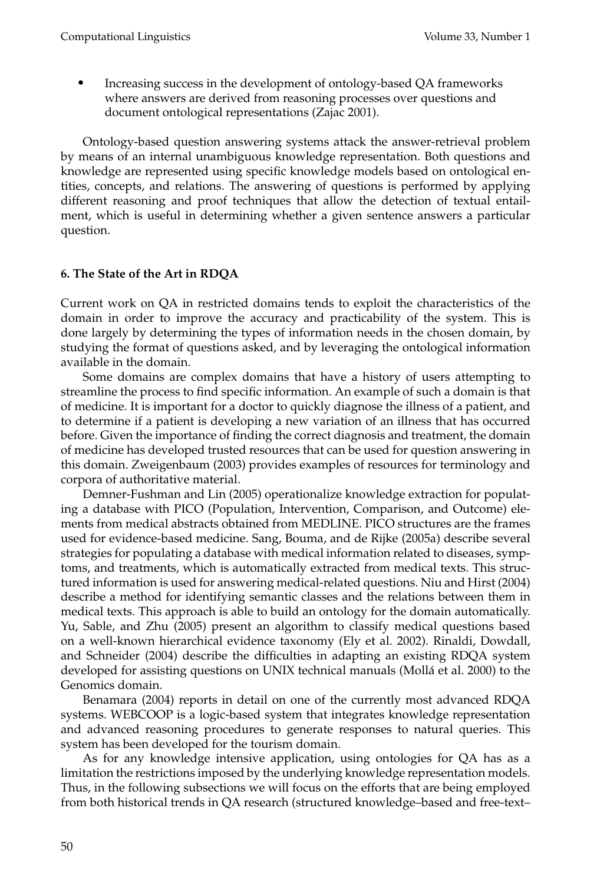- Increasing success in the development of ontology-based QA frameworks where answers are derived from reasoning processes over questions and document ontological representations (Zajac 2001).

Ontology-based question answering systems attack the answer-retrieval problem by means of an internal unambiguous knowledge representation. Both questions and knowledge are represented using specific knowledge models based on ontological entities, concepts, and relations. The answering of questions is performed by applying different reasoning and proof techniques that allow the detection of textual entailment, which is useful in determining whether a given sentence answers a particular question.

## 6. The State of the Art in RDQA

Current work on QA in restricted domains tends to exploit the characteristics of the domain in order to improve the accuracy and practicability of the system. This is done largely by determining the types of information needs in the chosen domain, by studying the format of questions asked, and by leveraging the ontological information available in the domain.

Some domains are complex domains that have a history of users attempting to streamline the process to find specific information. An example of such a domain is that of medicine. It is important for a doctor to quickly diagnose the illness of a patient, and to determine if a patient is developing a new variation of an illness that has occurred before. Given the importance of finding the correct diagnosis and treatment, the domain of medicine has developed trusted resources that can be used for question answering in this domain. Zweigenbaum (2003) provides examples of resources for terminology and corpora of authoritative material.

Demner-Fushman and Lin (2005) operationalize knowledge extraction for populating a database with PICO (Population, Intervention, Comparison, and Outcome) elements from medical abstracts obtained from MEDLINE. PICO structures are the frames used for evidence-based medicine. Sang, Bouma, and de Rijke (2005a) describe several strategies for populating a database with medical information related to diseases, symptoms, and treatments, which is automatically extracted from medical texts. This structured information is used for answering medical-related questions. Niu and Hirst (2004) describe a method for identifying semantic classes and the relations between them in medical texts. This approach is able to build an ontology for the domain automatically. Yu, Sable, and Zhu (2005) present an algorithm to classify medical questions based on a well-known hierarchical evidence taxonomy (Ely et al. 2002). Rinaldi, Dowdall, and Schneider (2004) describe the difficulties in adapting an existing RDQA system developed for assisting questions on UNIX technical manuals (Mollá et al. 2000) to the Genomics domain.

Benamara (2004) reports in detail on one of the currently most advanced RDQA systems. WEBCOOP is a logic-based system that integrates knowledge representation and advanced reasoning procedures to generate responses to natural queries. This system has been developed for the tourism domain.

As for any knowledge intensive application, using ontologies for QA has as a limitation the restrictions imposed by the underlying knowledge representation models. Thus, in the following subsections we will focus on the efforts that are being employed from both historical trends in QA research (structured knowledge–based and free-text–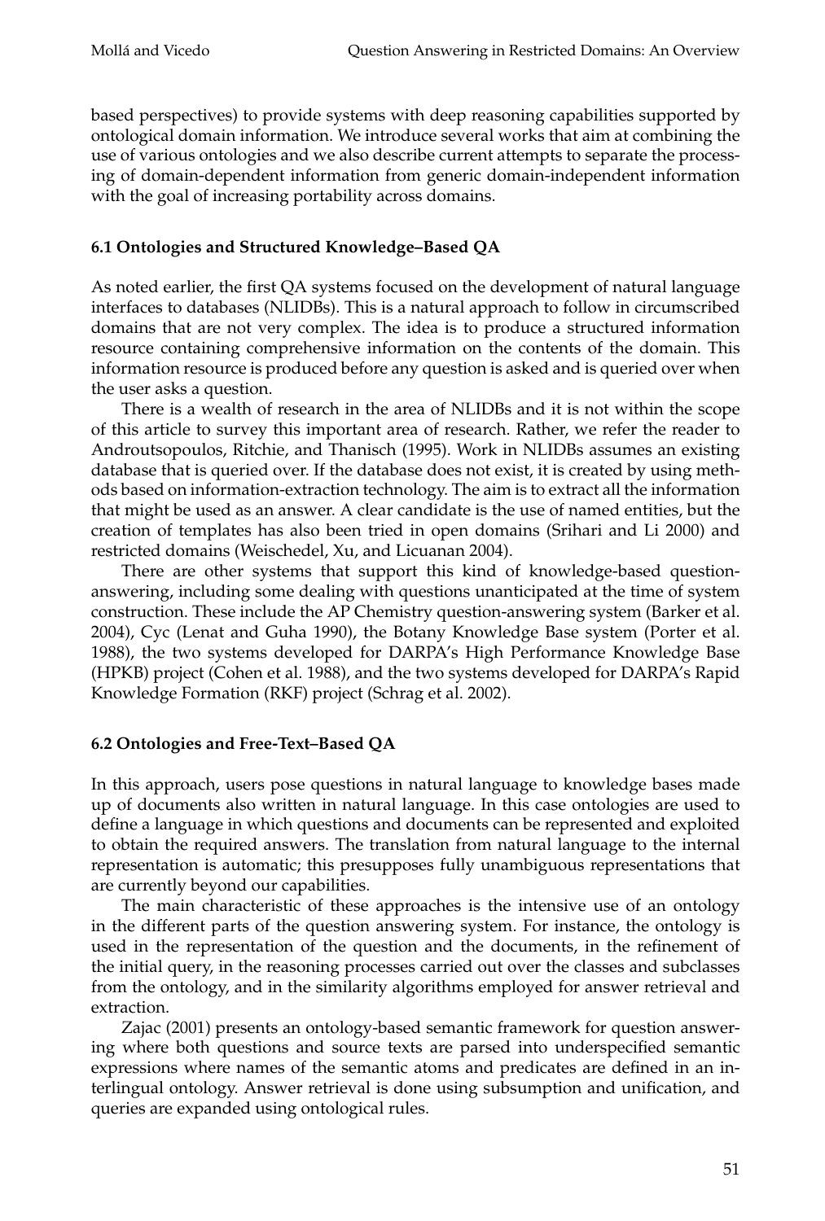based perspectives) to provide systems with deep reasoning capabilities supported by ontological domain information. We introduce several works that aim at combining the use of various ontologies and we also describe current attempts to separate the processing of domain-dependent information from generic domain-independent information with the goal of increasing portability across domains.

### 6.1 Ontologies and Structured Knowledge–Based QA

As noted earlier, the first QA systems focused on the development of natural language interfaces to databases (NLIDBs). This is a natural approach to follow in circumscribed domains that are not very complex. The idea is to produce a structured information resource containing comprehensive information on the contents of the domain. This information resource is produced before any question is asked and is queried over when the user asks a question.

There is a wealth of research in the area of NLIDBs and it is not within the scope of this article to survey this important area of research. Rather, we refer the reader to Androutsopoulos, Ritchie, and Thanisch (1995). Work in NLIDBs assumes an existing database that is queried over. If the database does not exist, it is created by using methods based on information-extraction technology. The aim is to extract all the information that might be used as an answer. A clear candidate is the use of named entities, but the creation of templates has also been tried in open domains (Srihari and Li 2000) and restricted domains (Weischedel, Xu, and Licuanan 2004).

There are other systems that support this kind of knowledge-based question-answering, including some dealing with questions unanticipated at the time of system construction. These include the AP Chemistry question-answering system (Barker et al. 2004), Cyc (Lenat and Guha 1990), the Botany Knowledge Base system (Porter et al. 1988), the two systems developed for DARPA's High Performance Knowledge Base (HPKB) project (Cohen et al. 1988), and the two systems developed for DARPA's Rapid Knowledge Formation (RKF) project (Schrag et al. 2002).

### 6.2 Ontologies and Free-Text–Based QA

In this approach, users pose questions in natural language to knowledge bases made up of documents also written in natural language. In this case ontologies are used to define a language in which questions and documents can be represented and exploited to obtain the required answers. The translation from natural language to the internal representation is automatic; this presupposes fully unambiguous representations that are currently beyond our capabilities.

The main characteristic of these approaches is the intensive use of an ontology in the different parts of the question answering system. For instance, the ontology is used in the representation of the question and the documents, in the refinement of the initial query, in the reasoning processes carried out over the classes and subclasses from the ontology, and in the similarity algorithms employed for answer retrieval and extraction.

Zajac (2001) presents an ontology-based semantic framework for question answering where both questions and source texts are parsed into underspecified semantic expressions where names of the semantic atoms and predicates are defined in an interlingual ontology. Answer retrieval is done using subsumption and unification, and queries are expanded using ontological rules.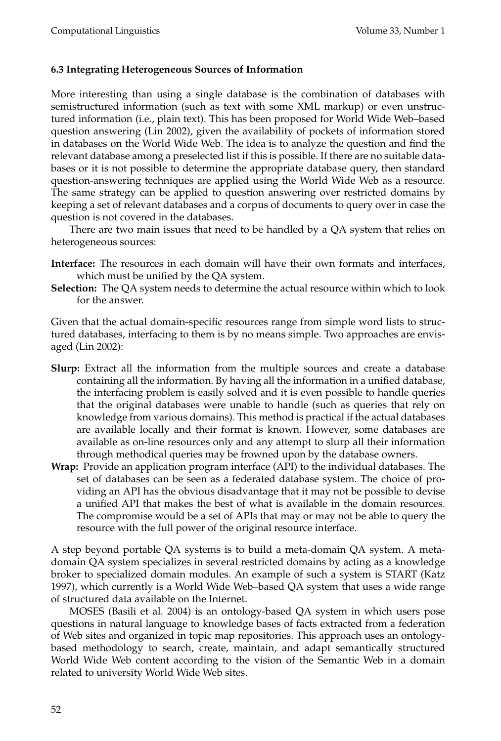### 6.3 Integrating Heterogeneous Sources of Information

More interesting than using a single database is the combination of databases with semistructured information (such as text with some XML markup) or even unstructured information (i.e., plain text). This has been proposed for World Wide Web–based question answering (Lin 2002), given the availability of pockets of information stored in databases on the World Wide Web. The idea is to analyze the question and find the relevant database among a preselected list if this is possible. If there are no suitable databases or it is not possible to determine the appropriate database query, then standard question-answering techniques are applied using the World Wide Web as a resource. The same strategy can be applied to question answering over restricted domains by keeping a set of relevant databases and a corpus of documents to query over in case the question is not covered in the databases.

There are two main issues that need to be handled by a QA system that relies on heterogeneous sources:

**Interface:** The resources in each domain will have their own formats and interfaces, which must be unified by the QA system.

**Selection:** The QA system needs to determine the actual resource within which to look for the answer.

Given that the actual domain-specific resources range from simple word lists to structured databases, interfacing to them is by no means simple. Two approaches are envisaged (Lin 2002):

**Slurp:** Extract all the information from the multiple sources and create a database containing all the information. By having all the information in a unified database, the interfacing problem is easily solved and it is even possible to handle queries that the original databases were unable to handle (such as queries that rely on knowledge from various domains). This method is practical if the actual databases are available locally and their format is known. However, some databases are available as on-line resources only and any attempt to slurp all their information through methodical queries may be frowned upon by the database owners.

**Wrap:** Provide an application program interface (API) to the individual databases. The set of databases can be seen as a federated database system. The choice of providing an API has the obvious disadvantage that it may not be possible to devise a unified API that makes the best of what is available in the domain resources. The compromise would be a set of APIs that may or may not be able to query the resource with the full power of the original resource interface.

A step beyond portable QA systems is to build a meta-domain QA system. A meta-domain QA system specializes in several restricted domains by acting as a knowledge broker to specialized domain modules. An example of such a system is START (Katz 1997), which currently is a World Wide Web–based QA system that uses a wide range of structured data available on the Internet.

MOSES (Basili et al. 2004) is an ontology-based QA system in which users pose questions in natural language to knowledge bases of facts extracted from a federation of Web sites and organized in topic map repositories. This approach uses an ontology-based methodology to search, create, maintain, and adapt semantically structured World Wide Web content according to the vision of the Semantic Web in a domain related to university World Wide Web sites.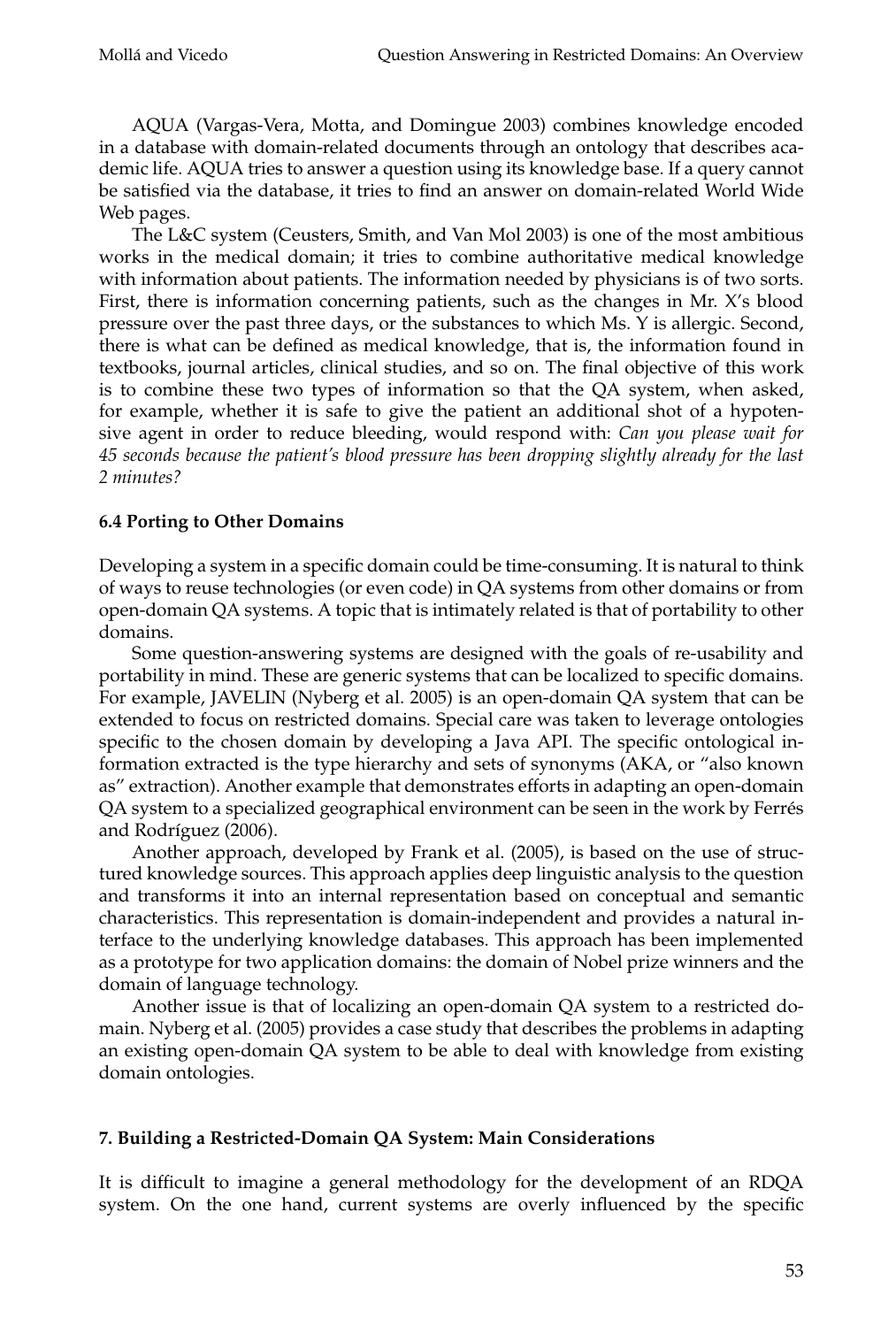AQUA (Vargas-Vera, Motta, and Domingue 2003) combines knowledge encoded in a database with domain-related documents through an ontology that describes academic life. AQUA tries to answer a question using its knowledge base. If a query cannot be satisfied via the database, it tries to find an answer on domain-related World Wide Web pages.

The L&C system (Ceusters, Smith, and Van Mol 2003) is one of the most ambitious works in the medical domain; it tries to combine authoritative medical knowledge with information about patients. The information needed by physicians is of two sorts. First, there is information concerning patients, such as the changes in Mr. X's blood pressure over the past three days, or the substances to which Ms. Y is allergic. Second, there is what can be defined as medical knowledge, that is, the information found in textbooks, journal articles, clinical studies, and so on. The final objective of this work is to combine these two types of information so that the QA system, when asked, for example, whether it is safe to give the patient an additional shot of a hypotensive agent in order to reduce bleeding, would respond with: *Can you please wait for 45 seconds because the patient's blood pressure has been dropping slightly already for the last 2 minutes?*

### 6.4 Porting to Other Domains

Developing a system in a specific domain could be time-consuming. It is natural to think of ways to reuse technologies (or even code) in QA systems from other domains or from open-domain QA systems. A topic that is intimately related is that of portability to other domains.

Some question-answering systems are designed with the goals of re-usability and portability in mind. These are generic systems that can be localized to specific domains. For example, JAVELIN (Nyberg et al. 2005) is an open-domain QA system that can be extended to focus on restricted domains. Special care was taken to leverage ontologies specific to the chosen domain by developing a Java API. The specific ontological information extracted is the type hierarchy and sets of synonyms (AKA, or "also known as" extraction). Another example that demonstrates efforts in adapting an open-domain QA system to a specialized geographical environment can be seen in the work by Ferrés and Rodríguez (2006).

Another approach, developed by Frank et al. (2005), is based on the use of structured knowledge sources. This approach applies deep linguistic analysis to the question and transforms it into an internal representation based on conceptual and semantic characteristics. This representation is domain-independent and provides a natural interface to the underlying knowledge databases. This approach has been implemented as a prototype for two application domains: the domain of Nobel prize winners and the domain of language technology.

Another issue is that of localizing an open-domain QA system to a restricted domain. Nyberg et al. (2005) provides a case study that describes the problems in adapting an existing open-domain QA system to be able to deal with knowledge from existing domain ontologies.

## 7. Building a Restricted-Domain QA System: Main Considerations

It is difficult to imagine a general methodology for the development of an RDQA system. On the one hand, current systems are overly influenced by the specific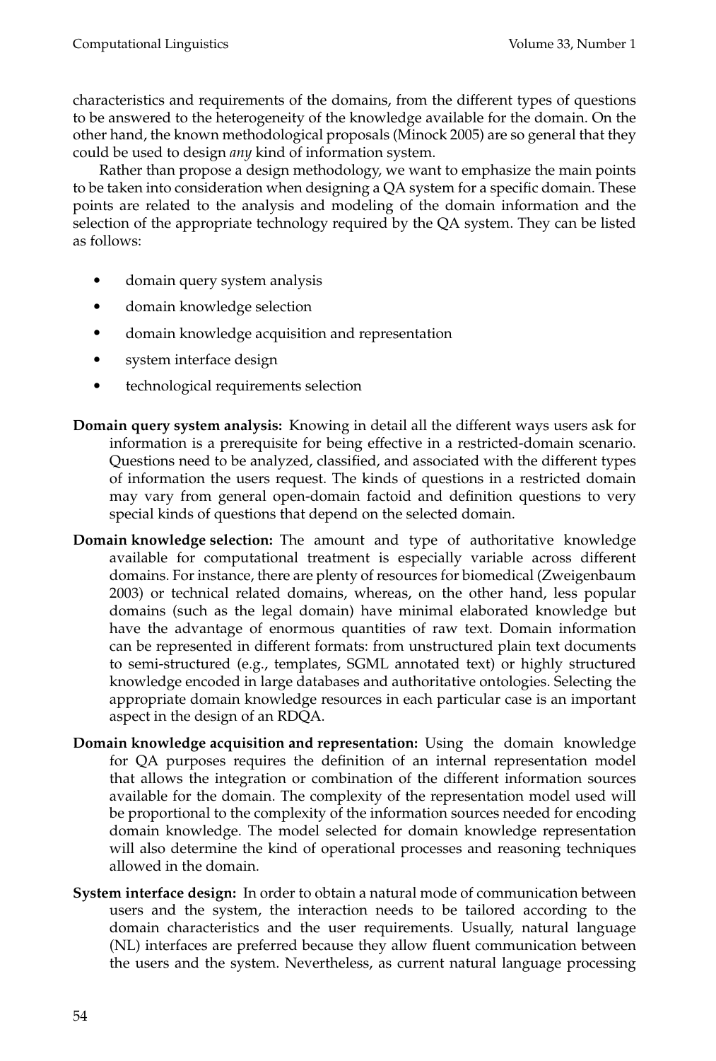characteristics and requirements of the domains, from the different types of questions to be answered to the heterogeneity of the knowledge available for the domain. On the other hand, the known methodological proposals (Minock 2005) are so general that they could be used to design *any* kind of information system.

Rather than propose a design methodology, we want to emphasize the main points to be taken into consideration when designing a QA system for a specific domain. These points are related to the analysis and modeling of the domain information and the selection of the appropriate technology required by the QA system. They can be listed as follows:

- domain query system analysis
- domain knowledge selection
- domain knowledge acquisition and representation
- system interface design
- technological requirements selection

**Domain query system analysis:** Knowing in detail all the different ways users ask for information is a prerequisite for being effective in a restricted-domain scenario. Questions need to be analyzed, classified, and associated with the different types of information the users request. The kinds of questions in a restricted domain may vary from general open-domain factoid and definition questions to very special kinds of questions that depend on the selected domain.

**Domain knowledge selection:** The amount and type of authoritative knowledge available for computational treatment is especially variable across different domains. For instance, there are plenty of resources for biomedical (Zweigenbaum 2003) or technical related domains, whereas, on the other hand, less popular domains (such as the legal domain) have minimal elaborated knowledge but have the advantage of enormous quantities of raw text. Domain information can be represented in different formats: from unstructured plain text documents to semi-structured (e.g., templates, SGML annotated text) or highly structured knowledge encoded in large databases and authoritative ontologies. Selecting the appropriate domain knowledge resources in each particular case is an important aspect in the design of an RDQA.

**Domain knowledge acquisition and representation:** Using the domain knowledge for QA purposes requires the definition of an internal representation model that allows the integration or combination of the different information sources available for the domain. The complexity of the representation model used will be proportional to the complexity of the information sources needed for encoding domain knowledge. The model selected for domain knowledge representation will also determine the kind of operational processes and reasoning techniques allowed in the domain.

**System interface design:** In order to obtain a natural mode of communication between users and the system, the interaction needs to be tailored according to the domain characteristics and the user requirements. Usually, natural language (NL) interfaces are preferred because they allow fluent communication between the users and the system. Nevertheless, as current natural language processing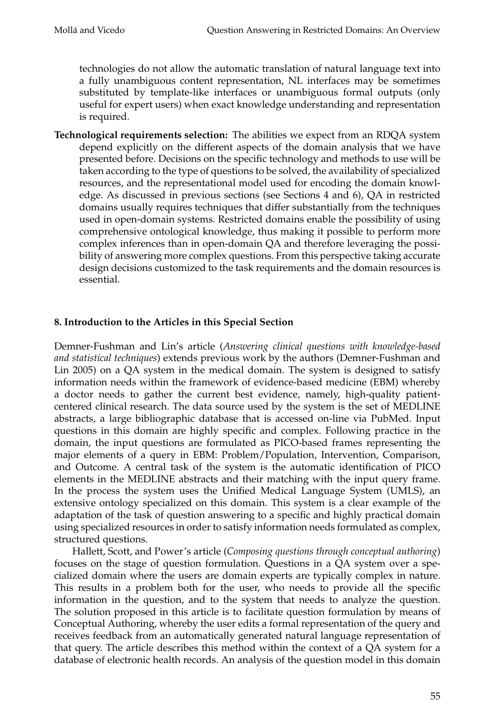technologies do not allow the automatic translation of natural language text into a fully unambiguous content representation, NL interfaces may be sometimes substituted by template-like interfaces or unambiguous formal outputs (only useful for expert users) when exact knowledge understanding and representation is required.

**Technological requirements selection:** The abilities we expect from an RDQA system depend explicitly on the different aspects of the domain analysis that we have presented before. Decisions on the specific technology and methods to use will be taken according to the type of questions to be solved, the availability of specialized resources, and the representational model used for encoding the domain knowledge. As discussed in previous sections (see Sections 4 and 6), QA in restricted domains usually requires techniques that differ substantially from the techniques used in open-domain systems. Restricted domains enable the possibility of using comprehensive ontological knowledge, thus making it possible to perform more complex inferences than in open-domain QA and therefore leveraging the possibility of answering more complex questions. From this perspective taking accurate design decisions customized to the task requirements and the domain resources is essential.

## 8. Introduction to the Articles in this Special Section

Demner-Fushman and Lin's article (*Answering clinical questions with knowledge-based and statistical techniques*) extends previous work by the authors (Demner-Fushman and Lin 2005) on a QA system in the medical domain. The system is designed to satisfy information needs within the framework of evidence-based medicine (EBM) whereby a doctor needs to gather the current best evidence, namely, high-quality patient-centered clinical research. The data source used by the system is the set of MEDLINE abstracts, a large bibliographic database that is accessed on-line via PubMed. Input questions in this domain are highly specific and complex. Following practice in the domain, the input questions are formulated as PICO-based frames representing the major elements of a query in EBM: Problem/Population, Intervention, Comparison, and Outcome. A central task of the system is the automatic identification of PICO elements in the MEDLINE abstracts and their matching with the input query frame. In the process the system uses the Unified Medical Language System (UMLS), an extensive ontology specialized on this domain. This system is a clear example of the adaptation of the task of question answering to a specific and highly practical domain using specialized resources in order to satisfy information needs formulated as complex, structured questions.

Hallett, Scott, and Power's article (*Composing questions through conceptual authoring*) focuses on the stage of question formulation. Questions in a QA system over a specialized domain where the users are domain experts are typically complex in nature. This results in a problem both for the user, who needs to provide all the specific information in the question, and to the system that needs to analyze the question. The solution proposed in this article is to facilitate question formulation by means of Conceptual Authoring, whereby the user edits a formal representation of the query and receives feedback from an automatically generated natural language representation of that query. The article describes this method within the context of a QA system for a database of electronic health records. An analysis of the question model in this domain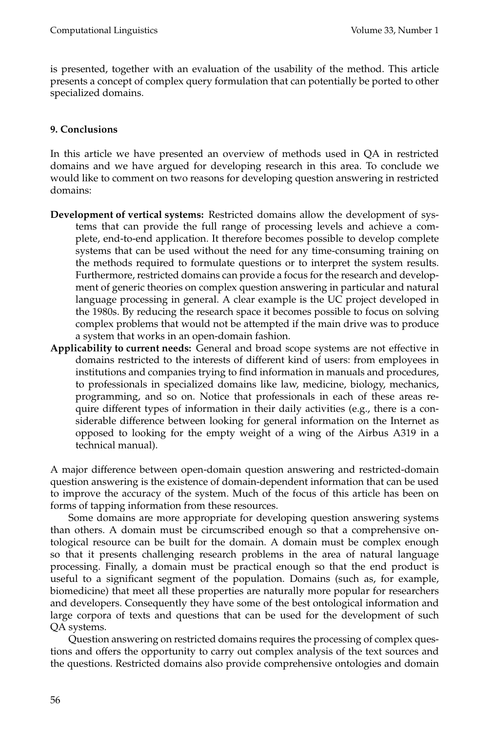is presented, together with an evaluation of the usability of the method. This article presents a concept of complex query formulation that can potentially be ported to other specialized domains.

## 9. Conclusions

In this article we have presented an overview of methods used in QA in restricted domains and we have argued for developing research in this area. To conclude we would like to comment on two reasons for developing question answering in restricted domains:

**Development of vertical systems:** Restricted domains allow the development of systems that can provide the full range of processing levels and achieve a complete, end-to-end application. It therefore becomes possible to develop complete systems that can be used without the need for any time-consuming training on the methods required to formulate questions or to interpret the system results. Furthermore, restricted domains can provide a focus for the research and development of generic theories on complex question answering in particular and natural language processing in general. A clear example is the UC project developed in the 1980s. By reducing the research space it becomes possible to focus on solving complex problems that would not be attempted if the main drive was to produce a system that works in an open-domain fashion.

**Applicability to current needs:** General and broad scope systems are not effective in domains restricted to the interests of different kind of users: from employees in institutions and companies trying to find information in manuals and procedures, to professionals in specialized domains like law, medicine, biology, mechanics, programming, and so on. Notice that professionals in each of these areas require different types of information in their daily activities (e.g., there is a considerable difference between looking for general information on the Internet as opposed to looking for the empty weight of a wing of the Airbus A319 in a technical manual).

A major difference between open-domain question answering and restricted-domain question answering is the existence of domain-dependent information that can be used to improve the accuracy of the system. Much of the focus of this article has been on forms of tapping information from these resources.

Some domains are more appropriate for developing question answering systems than others. A domain must be circumscribed enough so that a comprehensive ontological resource can be built for the domain. A domain must be complex enough so that it presents challenging research problems in the area of natural language processing. Finally, a domain must be practical enough so that the end product is useful to a significant segment of the population. Domains (such as, for example, biomedicine) that meet all these properties are naturally more popular for researchers and developers. Consequently they have some of the best ontological information and large corpora of texts and questions that can be used for the development of such QA systems.

Question answering on restricted domains requires the processing of complex questions and offers the opportunity to carry out complex analysis of the text sources and the questions. Restricted domains also provide comprehensive ontologies and domain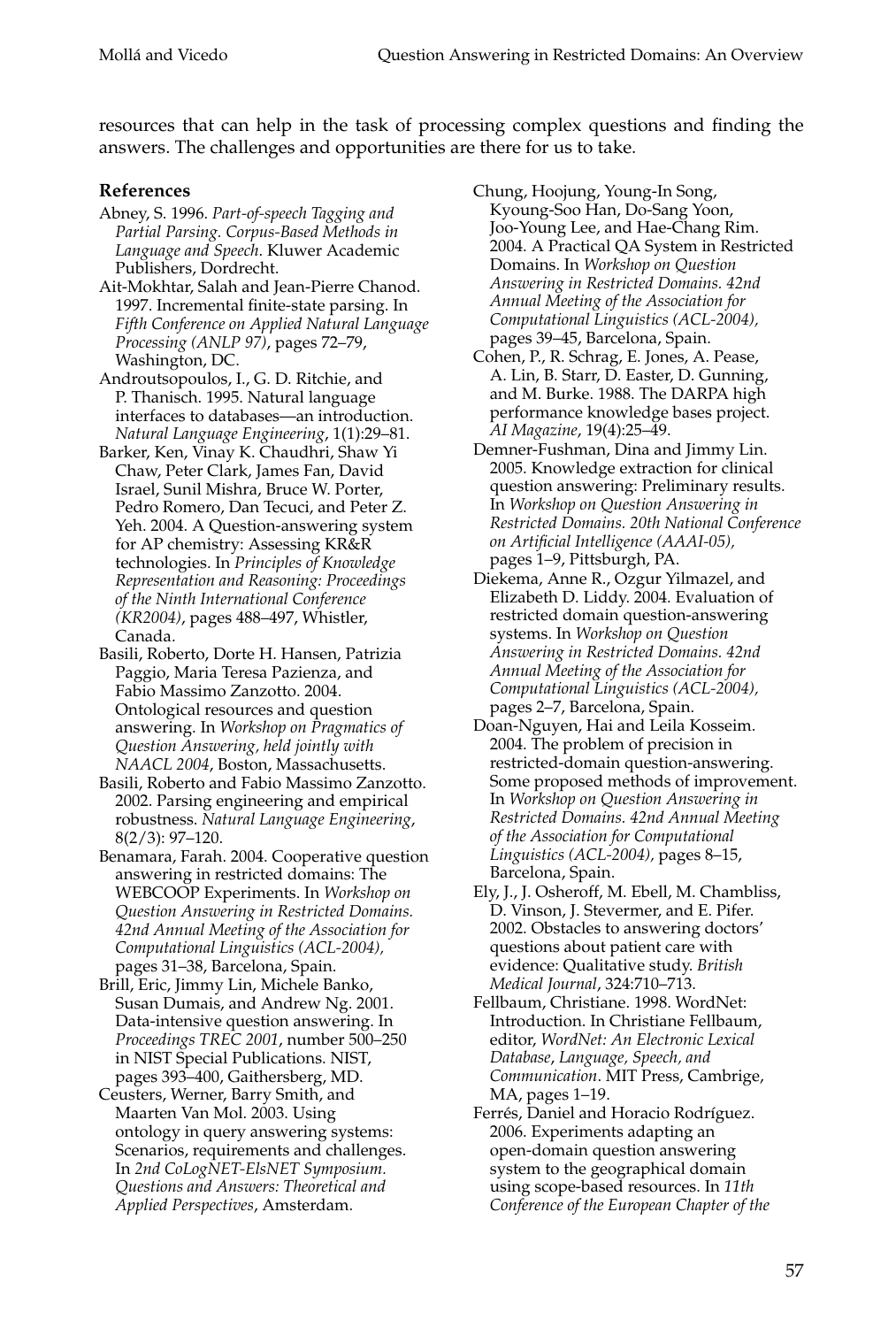resources that can help in the task of processing complex questions and finding the answers. The challenges and opportunities are there for us to take.

### References

Abney, S. 1996. *Part-of-speech Tagging and Partial Parsing. Corpus-Based Methods in Language and Speech*. Kluwer Academic Publishers, Dordrecht.

Ait-Mokhtar, Salah and Jean-Pierre Chanod. 1997. Incremental finite-state parsing. In *Fifth Conference on Applied Natural Language Processing (ANLP 97)*, pages 72–79, Washington, DC.

Androutsopoulos, I., G. D. Ritchie, and P. Thanisch. 1995. Natural language interfaces to databases—an introduction. *Natural Language Engineering*, 1(1):29–81.

Barker, Ken, Vinay K. Chaudhri, Shaw Yi Chaw, Peter Clark, James Fan, David Israel, Sunil Mishra, Bruce W. Porter, Pedro Romero, Dan Tecuci, and Peter Z. Yeh. 2004. A Question-answering system for AP chemistry: Assessing KR&R technologies. In *Principles of Knowledge Representation and Reasoning: Proceedings of the Ninth International Conference (KR2004)*, pages 488–497, Whistler, Canada.

Basili, Roberto, Dorte H. Hansen, Patrizia Paggio, Maria Teresa Pazienza, and Fabio Massimo Zanzotto. 2004. Ontological resources and question answering. In *Workshop on Pragmatics of Question Answering, held jointly with NAACL 2004*, Boston, Massachusetts.

Basili, Roberto and Fabio Massimo Zanzotto. 2002. Parsing engineering and empirical robustness. *Natural Language Engineering*, 8(2/3): 97–120.

Benamara, Farah. 2004. Cooperative question answering in restricted domains: The WEBCOOP Experiments. In *Workshop on Question Answering in Restricted Domains. 42nd Annual Meeting of the Association for Computational Linguistics (ACL-2004),* pages 31–38, Barcelona, Spain.

Brill, Eric, Jimmy Lin, Michele Banko, Susan Dumais, and Andrew Ng. 2001. Data-intensive question answering. In *Proceedings TREC 2001*, number 500–250 in NIST Special Publications. NIST, pages 393–400, Gaithersberg, MD.

Ceusters, Werner, Barry Smith, and Maarten Van Mol. 2003. Using ontology in query answering systems: Scenarios, requirements and challenges. In *2nd CoLogNET-ElsNET Symposium. Questions and Answers: Theoretical and Applied Perspectives*, Amsterdam.

Chung, Hoojung, Young-In Song, Kyoung-Soo Han, Do-Sang Yoon, Joo-Young Lee, and Hae-Chang Rim. 2004. A Practical QA System in Restricted Domains. In *Workshop on Question Answering in Restricted Domains. 42nd Annual Meeting of the Association for Computational Linguistics (ACL-2004),* pages 39–45, Barcelona, Spain.

Cohen, P., R. Schrag, E. Jones, A. Pease, A. Lin, B. Starr, D. Easter, D. Gunning, and M. Burke. 1988. The DARPA high performance knowledge bases project. *AI Magazine*, 19(4):25–49.

Demner-Fushman, Dina and Jimmy Lin. 2005. Knowledge extraction for clinical question answering: Preliminary results. In *Workshop on Question Answering in Restricted Domains. 20th National Conference on Artificial Intelligence (AAAI-05),* pages 1–9, Pittsburgh, PA.

Diekema, Anne R., Ozgur Yilmazel, and Elizabeth D. Liddy. 2004. Evaluation of restricted domain question-answering systems. In *Workshop on Question Answering in Restricted Domains. 42nd Annual Meeting of the Association for Computational Linguistics (ACL-2004),* pages 2–7, Barcelona, Spain.

Doan-Nguyen, Hai and Leila Kosseim. 2004. The problem of precision in restricted-domain question-answering. Some proposed methods of improvement. In *Workshop on Question Answering in Restricted Domains. 42nd Annual Meeting of the Association for Computational Linguistics (ACL-2004),* pages 8–15, Barcelona, Spain.

Ely, J., J. Osheroff, M. Ebell, M. Chambliss, D. Vinson, J. Stevermer, and E. Pifer. 2002. Obstacles to answering doctors' questions about patient care with evidence: Qualitative study. *British Medical Journal*, 324:710–713.

Fellbaum, Christiane. 1998. WordNet: Introduction. In Christiane Fellbaum, editor, *WordNet: An Electronic Lexical Database*, *Language, Speech, and Communication*. MIT Press, Cambrige, MA, pages 1–19.

Ferrés, Daniel and Horacio Rodríguez. 2006. Experiments adapting an open-domain question answering system to the geographical domain using scope-based resources. In *11th Conference of the European Chapter of the*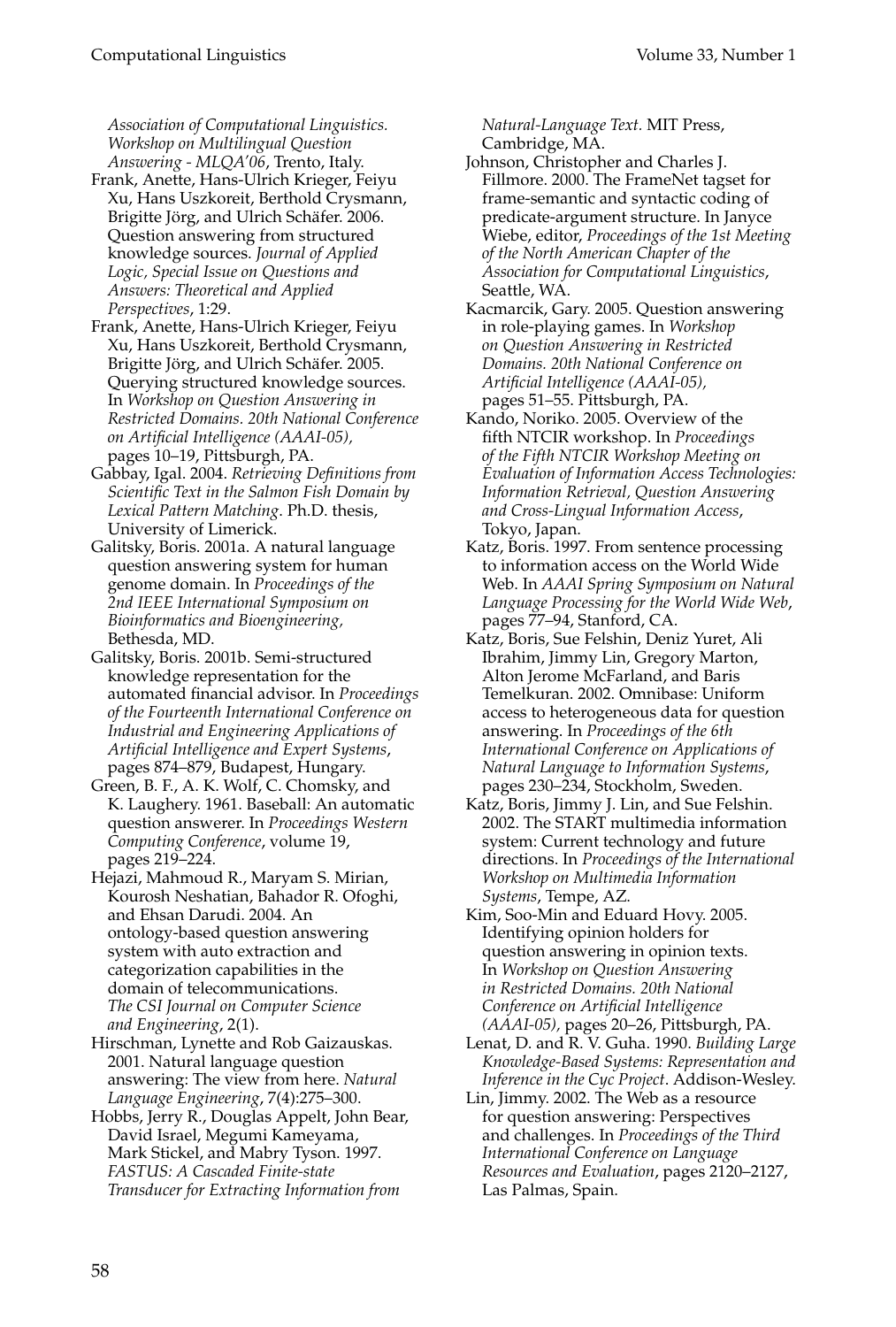*Association of Computational Linguistics. Workshop on Multilingual Question Answering - MLQA'06*, Trento, Italy.

Frank, Anette, Hans-Ulrich Krieger, Feiyu Xu, Hans Uszkoreit, Berthold Crysmann, Brigitte Jörg, and Ulrich Schäfer. 2006. Question answering from structured knowledge sources. *Journal of Applied Logic, Special Issue on Questions and Answers: Theoretical and Applied Perspectives*, 1:29.

Frank, Anette, Hans-Ulrich Krieger, Feiyu Xu, Hans Uszkoreit, Berthold Crysmann, Brigitte Jörg, and Ulrich Schäfer. 2005. Querying structured knowledge sources. In *Workshop on Question Answering in Restricted Domains. 20th National Conference on Artificial Intelligence (AAAI-05),* pages 10–19, Pittsburgh, PA.

Gabbay, Igal. 2004. *Retrieving Definitions from Scientific Text in the Salmon Fish Domain by Lexical Pattern Matching*. Ph.D. thesis, University of Limerick.

Galitsky, Boris. 2001a. A natural language question answering system for human genome domain. In *Proceedings of the 2nd IEEE International Symposium on Bioinformatics and Bioengineering,* Bethesda, MD.

Galitsky, Boris. 2001b. Semi-structured knowledge representation for the automated financial advisor. In *Proceedings of the Fourteenth International Conference on Industrial and Engineering Applications of Artificial Intelligence and Expert Systems*, pages 874–879, Budapest, Hungary.

Green, B. F., A. K. Wolf, C. Chomsky, and K. Laughery. 1961. Baseball: An automatic question answerer. In *Proceedings Western Computing Conference*, volume 19, pages 219–224.

Hejazi, Mahmoud R., Maryam S. Mirian, Kourosh Neshatian, Bahador R. Ofoghi, and Ehsan Darudi. 2004. An ontology-based question answering system with auto extraction and categorization capabilities in the domain of telecommunications. *The CSI Journal on Computer Science and Engineering*, 2(1).

Hirschman, Lynette and Rob Gaizauskas. 2001. Natural language question answering: The view from here. *Natural Language Engineering*, 7(4):275–300.

Hobbs, Jerry R., Douglas Appelt, John Bear, David Israel, Megumi Kameyama, Mark Stickel, and Mabry Tyson. 1997. *FASTUS: A Cascaded Finite-state Transducer for Extracting Information from Natural-Language Text.* MIT Press, Cambridge, MA.

Johnson, Christopher and Charles J. Fillmore. 2000. The FrameNet tagset for frame-semantic and syntactic coding of predicate-argument structure. In Janyce Wiebe, editor, *Proceedings of the 1st Meeting of the North American Chapter of the Association for Computational Linguistics*, Seattle, WA.

Kacmarcik, Gary. 2005. Question answering in role-playing games. In *Workshop on Question Answering in Restricted Domains. 20th National Conference on Artificial Intelligence (AAAI-05),* pages 51–55. Pittsburgh, PA.

Kando, Noriko. 2005. Overview of the fifth NTCIR workshop. In *Proceedings of the Fifth NTCIR Workshop Meeting on Evaluation of Information Access Technologies: Information Retrieval, Question Answering and Cross-Lingual Information Access*, Tokyo, Japan.

Katz, Boris. 1997. From sentence processing to information access on the World Wide Web. In *AAAI Spring Symposium on Natural Language Processing for the World Wide Web*, pages 77–94, Stanford, CA.

Katz, Boris, Sue Felshin, Deniz Yuret, Ali Ibrahim, Jimmy Lin, Gregory Marton, Alton Jerome McFarland, and Baris Temelkuran. 2002. Omnibase: Uniform access to heterogeneous data for question answering. In *Proceedings of the 6th International Conference on Applications of Natural Language to Information Systems*, pages 230–234, Stockholm, Sweden.

Katz, Boris, Jimmy J. Lin, and Sue Felshin. 2002. The START multimedia information system: Current technology and future directions. In *Proceedings of the International Workshop on Multimedia Information Systems*, Tempe, AZ.

Kim, Soo-Min and Eduard Hovy. 2005. Identifying opinion holders for question answering in opinion texts. In *Workshop on Question Answering in Restricted Domains. 20th National Conference on Artificial Intelligence (AAAI-05),* pages 20–26, Pittsburgh, PA.

Lenat, D. and R. V. Guha. 1990. *Building Large Knowledge-Based Systems: Representation and Inference in the Cyc Project*. Addison-Wesley.

Lin, Jimmy. 2002. The Web as a resource for question answering: Perspectives and challenges. In *Proceedings of the Third International Conference on Language Resources and Evaluation*, pages 2120–2127, Las Palmas, Spain.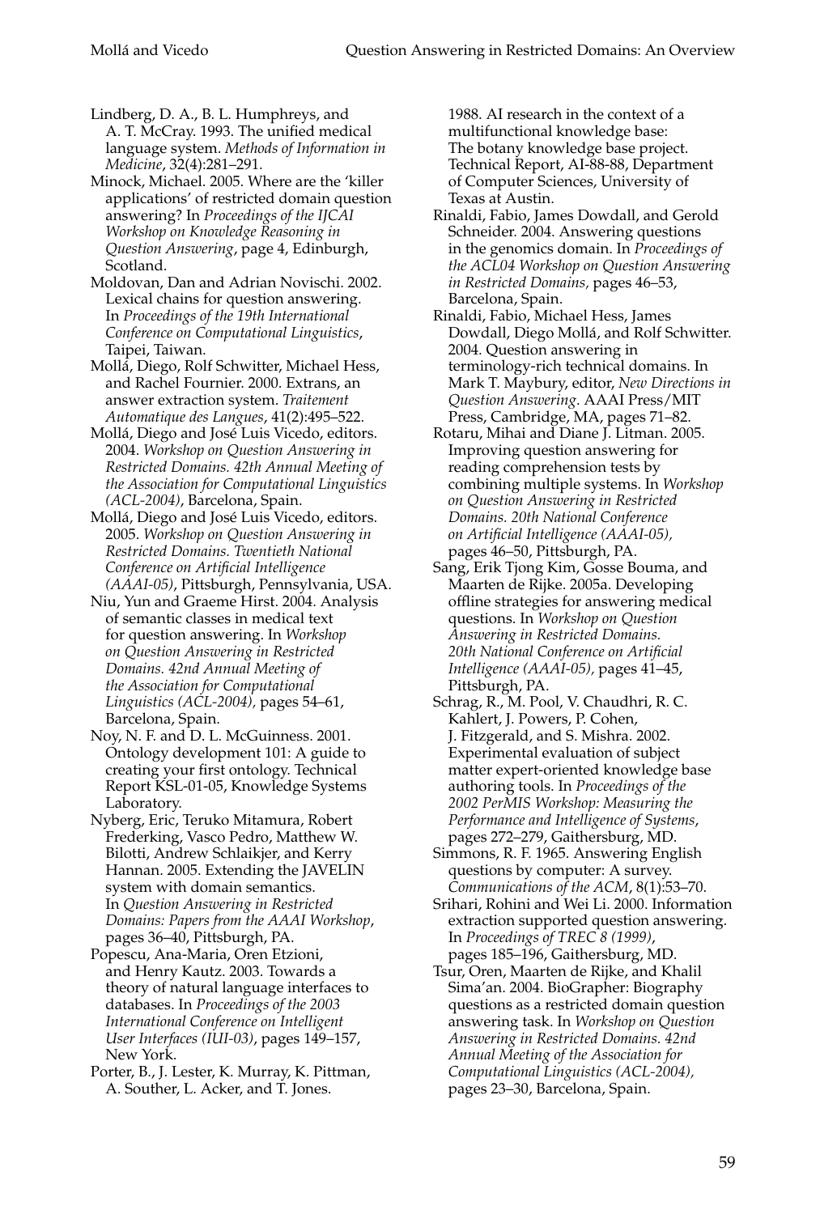Lindberg, D. A., B. L. Humphreys, and A. T. McCray. 1993. The unified medical language system. *Methods of Information in Medicine*, 32(4):281–291.

Minock, Michael. 2005. Where are the 'killer applications' of restricted domain question answering? In *Proceedings of the IJCAI Workshop on Knowledge Reasoning in Question Answering*, page 4, Edinburgh, Scotland.

Moldovan, Dan and Adrian Novischi. 2002. Lexical chains for question answering. In *Proceedings of the 19th International Conference on Computational Linguistics*, Taipei, Taiwan.

Mollá, Diego, Rolf Schwitter, Michael Hess, and Rachel Fournier. 2000. Extrans, an answer extraction system. *Traitement Automatique des Langues*, 41(2):495–522.

Mollá, Diego and José Luis Vicedo, editors. 2004. *Workshop on Question Answering in Restricted Domains. 42th Annual Meeting of the Association for Computational Linguistics (ACL-2004)*, Barcelona, Spain.

Mollá, Diego and José Luis Vicedo, editors. 2005. *Workshop on Question Answering in Restricted Domains. Twentieth National Conference on Artificial Intelligence (AAAI-05)*, Pittsburgh, Pennsylvania, USA.

Niu, Yun and Graeme Hirst. 2004. Analysis of semantic classes in medical text for question answering. In *Workshop on Question Answering in Restricted Domains. 42nd Annual Meeting of the Association for Computational Linguistics (ACL-2004),* pages 54–61, Barcelona, Spain.

Noy, N. F. and D. L. McGuinness. 2001. Ontology development 101: A guide to creating your first ontology. Technical Report KSL-01-05, Knowledge Systems Laboratory.

Nyberg, Eric, Teruko Mitamura, Robert Frederking, Vasco Pedro, Matthew W. Bilotti, Andrew Schlaikjer, and Kerry Hannan. 2005. Extending the JAVELIN system with domain semantics. In *Question Answering in Restricted Domains: Papers from the AAAI Workshop*, pages 36–40, Pittsburgh, PA.

Popescu, Ana-Maria, Oren Etzioni, and Henry Kautz. 2003. Towards a theory of natural language interfaces to databases. In *Proceedings of the 2003 International Conference on Intelligent User Interfaces (IUI-03)*, pages 149–157, New York.

Porter, B., J. Lester, K. Murray, K. Pittman, A. Souther, L. Acker, and T. Jones. 1988. AI research in the context of a multifunctional knowledge base: The botany knowledge base project. Technical Report, AI-88-88, Department of Computer Sciences, University of Texas at Austin.

Rinaldi, Fabio, James Dowdall, and Gerold Schneider. 2004. Answering questions in the genomics domain. In *Proceedings of the ACL04 Workshop on Question Answering in Restricted Domains,* pages 46–53, Barcelona, Spain.

Rinaldi, Fabio, Michael Hess, James Dowdall, Diego Mollá, and Rolf Schwitter. 2004. Question answering in terminology-rich technical domains. In Mark T. Maybury, editor, *New Directions in Question Answering*. AAAI Press/MIT Press, Cambridge, MA, pages 71–82.

Rotaru, Mihai and Diane J. Litman. 2005. Improving question answering for reading comprehension tests by combining multiple systems. In *Workshop on Question Answering in Restricted Domains. 20th National Conference on Artificial Intelligence (AAAI-05),* pages 46–50, Pittsburgh, PA.

Sang, Erik Tjong Kim, Gosse Bouma, and Maarten de Rijke. 2005a. Developing offline strategies for answering medical questions. In *Workshop on Question Answering in Restricted Domains. 20th National Conference on Artificial Intelligence (AAAI-05),* pages 41–45, Pittsburgh, PA.

Schrag, R., M. Pool, V. Chaudhri, R. C. Kahlert, J. Powers, P. Cohen, J. Fitzgerald, and S. Mishra. 2002. Experimental evaluation of subject matter expert-oriented knowledge base authoring tools. In *Proceedings of the 2002 PerMIS Workshop: Measuring the Performance and Intelligence of Systems*, pages 272–279, Gaithersburg, MD.

Simmons, R. F. 1965. Answering English questions by computer: A survey. *Communications of the ACM*, 8(1):53–70.

Srihari, Rohini and Wei Li. 2000. Information extraction supported question answering. In *Proceedings of TREC 8 (1999)*, pages 185–196, Gaithersburg, MD.

Tsur, Oren, Maarten de Rijke, and Khalil Sima'an. 2004. BioGrapher: Biography questions as a restricted domain question answering task. In *Workshop on Question Answering in Restricted Domains. 42nd Annual Meeting of the Association for Computational Linguistics (ACL-2004),* pages 23–30, Barcelona, Spain.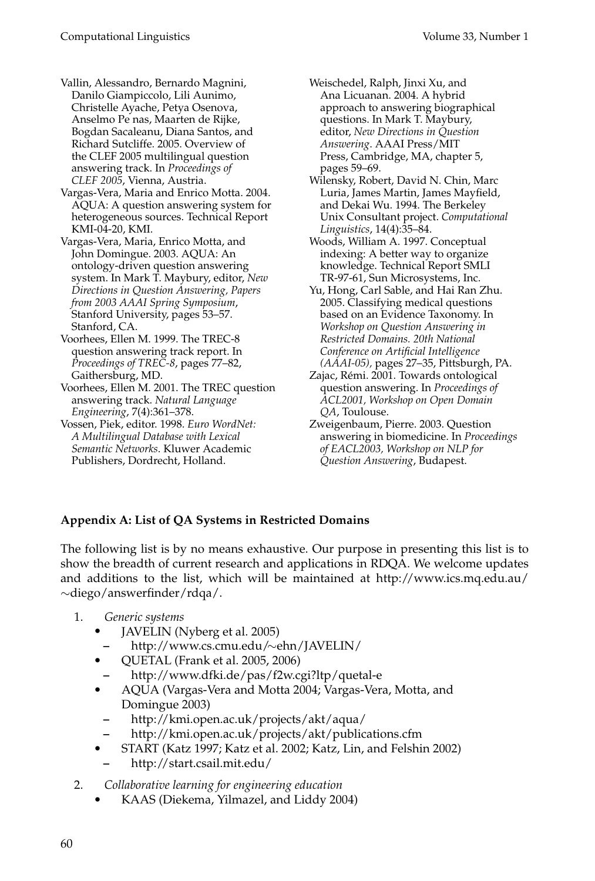Vallin, Alessandro, Bernardo Magnini, Danilo Giampiccolo, Lili Aunimo, Christelle Ayache, Petya Osenova, Anselmo Pe nas, Maarten de Rijke, Bogdan Sacaleanu, Diana Santos, and Richard Sutcliffe. 2005. Overview of the CLEF 2005 multilingual question answering track. In *Proceedings of CLEF 2005*, Vienna, Austria.

Vargas-Vera, Maria and Enrico Motta. 2004. AQUA: A question answering system for heterogeneous sources. Technical Report KMI-04-20, KMI.

Vargas-Vera, Maria, Enrico Motta, and John Domingue. 2003. AQUA: An ontology-driven question answering system. In Mark T. Maybury, editor, *New Directions in Question Answering, Papers from 2003 AAAI Spring Symposium*, Stanford University, pages 53–57. Stanford, CA.

Voorhees, Ellen M. 1999. The TREC-8 question answering track report. In *Proceedings of TREC-8*, pages 77–82, Gaithersburg, MD.

Voorhees, Ellen M. 2001. The TREC question answering track. *Natural Language Engineering*, 7(4):361–378.

Vossen, Piek, editor. 1998. *Euro WordNet: A Multilingual Database with Lexical Semantic Networks*. Kluwer Academic Publishers, Dordrecht, Holland.

Weischedel, Ralph, Jinxi Xu, and Ana Licuanan. 2004. A hybrid approach to answering biographical questions. In Mark T. Maybury, editor, *New Directions in Question Answering*. AAAI Press/MIT Press, Cambridge, MA, chapter 5, pages 59–69.

Wilensky, Robert, David N. Chin, Marc Luria, James Martin, James Mayfield, and Dekai Wu. 1994. The Berkeley Unix Consultant project. *Computational Linguistics*, 14(4):35–84.

Woods, William A. 1997. Conceptual indexing: A better way to organize knowledge. Technical Report SMLI TR-97-61, Sun Microsystems, Inc.

Yu, Hong, Carl Sable, and Hai Ran Zhu. 2005. Classifying medical questions based on an Evidence Taxonomy. In *Workshop on Question Answering in Restricted Domains. 20th National Conference on Artificial Intelligence (AAAI-05),* pages 27–35, Pittsburgh, PA.

Zajac, Rémi. 2001. Towards ontological question answering. In *Proceedings of ACL2001, Workshop on Open Domain QA*, Toulouse.

Zweigenbaum, Pierre. 2003. Question answering in biomedicine. In *Proceedings of EACL2003, Workshop on NLP for Question Answering*, Budapest.

## Appendix A: List of QA Systems in Restricted Domains

The following list is by no means exhaustive. Our purpose in presenting this list is to show the breadth of current research and applications in RDQA. We welcome updates and additions to the list, which will be maintained at http://www.ics.mq.edu.au/∼diego/answerfinder/rdqa/.

1. *Generic systems*
   - JAVELIN (Nyberg et al. 2005)
     - http://www.cs.cmu.edu/∼ehn/JAVELIN/
   - QUETAL (Frank et al. 2005, 2006)
     - http://www.dfki.de/pas/f2w.cgi?ltp/quetal-e
   - AQUA (Vargas-Vera and Motta 2004; Vargas-Vera, Motta, and Domingue 2003)
     - http://kmi.open.ac.uk/projects/akt/aqua/
     - http://kmi.open.ac.uk/projects/akt/publications.cfm
   - START (Katz 1997; Katz et al. 2002; Katz, Lin, and Felshin 2002)
     - http://start.csail.mit.edu/
2. *Collaborative learning for engineering education*
   - KAAS (Diekema, Yilmazel, and Liddy 2004)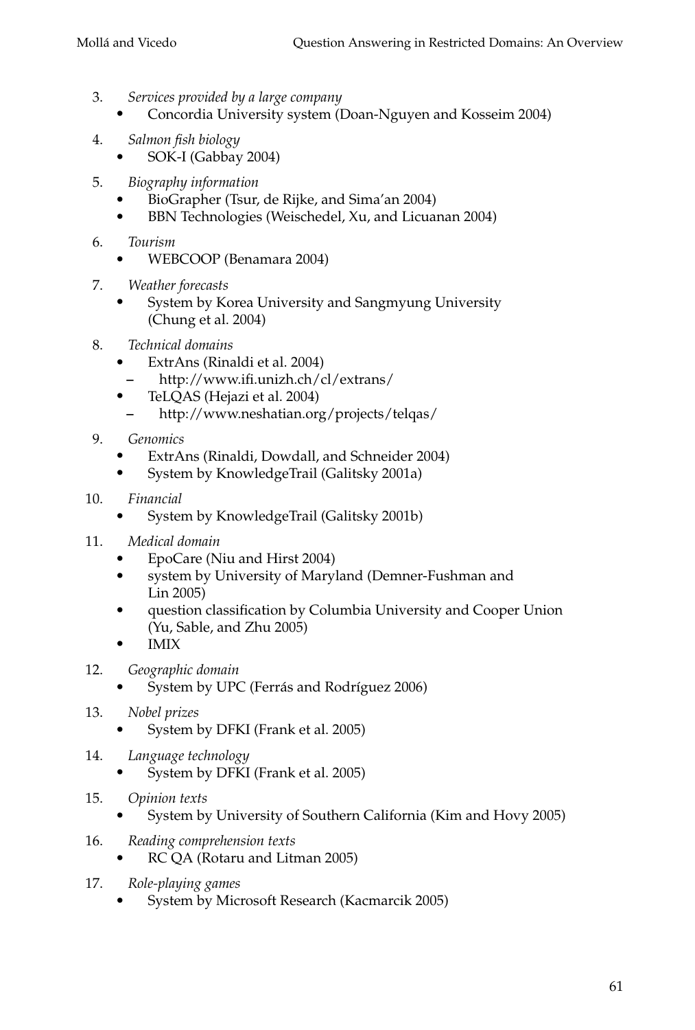3. *Services provided by a large company*
   - Concordia University system (Doan-Nguyen and Kosseim 2004)
4. *Salmon fish biology*
   - SOK-I (Gabbay 2004)
5. *Biography information*
   - BioGrapher (Tsur, de Rijke, and Sima'an 2004)
   - BBN Technologies (Weischedel, Xu, and Licuanan 2004)
6. *Tourism*
   - WEBCOOP (Benamara 2004)
7. *Weather forecasts*
   - System by Korea University and Sangmyung University (Chung et al. 2004)
8. *Technical domains*
   - ExtrAns (Rinaldi et al. 2004)
     – http://www.ifi.unizh.ch/cl/extrans/
   - TeLQAS (Hejazi et al. 2004)
     – http://www.neshatian.org/projects/telqas/
9. *Genomics*
   - ExtrAns (Rinaldi, Dowdall, and Schneider 2004)
   - System by KnowledgeTrail (Galitsky 2001a)
10. *Financial*
    - System by KnowledgeTrail (Galitsky 2001b)
11. *Medical domain*
    - EpoCare (Niu and Hirst 2004)
    - system by University of Maryland (Demner-Fushman and Lin 2005)
    - question classification by Columbia University and Cooper Union (Yu, Sable, and Zhu 2005)
    - IMIX
12. *Geographic domain*
    - System by UPC (Ferrás and Rodríguez 2006)
13. *Nobel prizes*
    - System by DFKI (Frank et al. 2005)
14. *Language technology*
    - System by DFKI (Frank et al. 2005)
15. *Opinion texts*
    - System by University of Southern California (Kim and Hovy 2005)
16. *Reading comprehension texts*
    - RC QA (Rotaru and Litman 2005)
17. *Role-playing games*
    - System by Microsoft Research (Kacmarcik 2005)